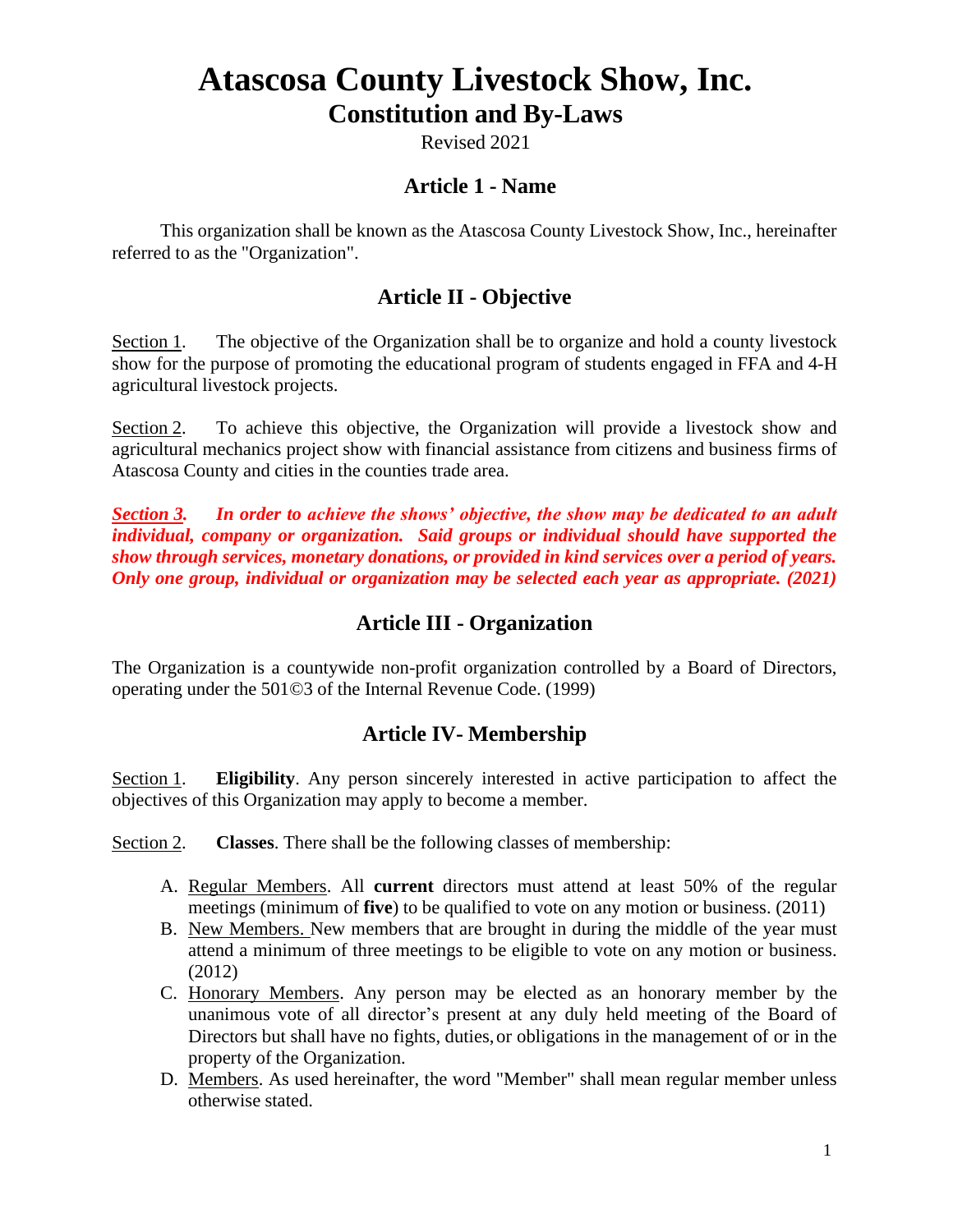# Atascosa County Livestock Show, Inc.

## Constitution and By-Laws

Revised 2021

## Article 1 - Name

This organization shall be known as the Atascosa County Livestock Show, Inc., hereinafter referred to as the "Organization".

## Article II - Objective

Section 1. The objective of the Organization shall be to organize and hold a county livestock show for the purpose of promoting the educational program of students engaged in FFA and 4-H agricultural livestock projects.

Section 2. To achieve this objective, the Organization will provide a livestock show and agricultural mechanics project show with financial assistance from citizens and business firms of Atascosa County and cities in the counties trade area.

***Section 3. In order to achieve the shows' objective, the show may be dedicated to an adult individual, company or organization. Said groups or individual should have supported the show through services, monetary donations, or provided in kind services over a period of years. Only one group, individual or organization may be selected each year as appropriate. (2021)***

## Article III - Organization

The Organization is a countywide non-profit organization controlled by a Board of Directors, operating under the 501©3 of the Internal Revenue Code. (1999)

## Article IV- Membership

Section 1. **Eligibility**. Any person sincerely interested in active participation to affect the objectives of this Organization may apply to become a member.

Section 2. **Classes**. There shall be the following classes of membership:

A. Regular Members. All **current** directors must attend at least 50% of the regular meetings (minimum of **five**) to be qualified to vote on any motion or business. (2011)

B. New Members. New members that are brought in during the middle of the year must attend a minimum of three meetings to be eligible to vote on any motion or business. (2012)

C. Honorary Members. Any person may be elected as an honorary member by the unanimous vote of all director's present at any duly held meeting of the Board of Directors but shall have no fights, duties, or obligations in the management of or in the property of the Organization.

D. Members. As used hereinafter, the word "Member" shall mean regular member unless otherwise stated.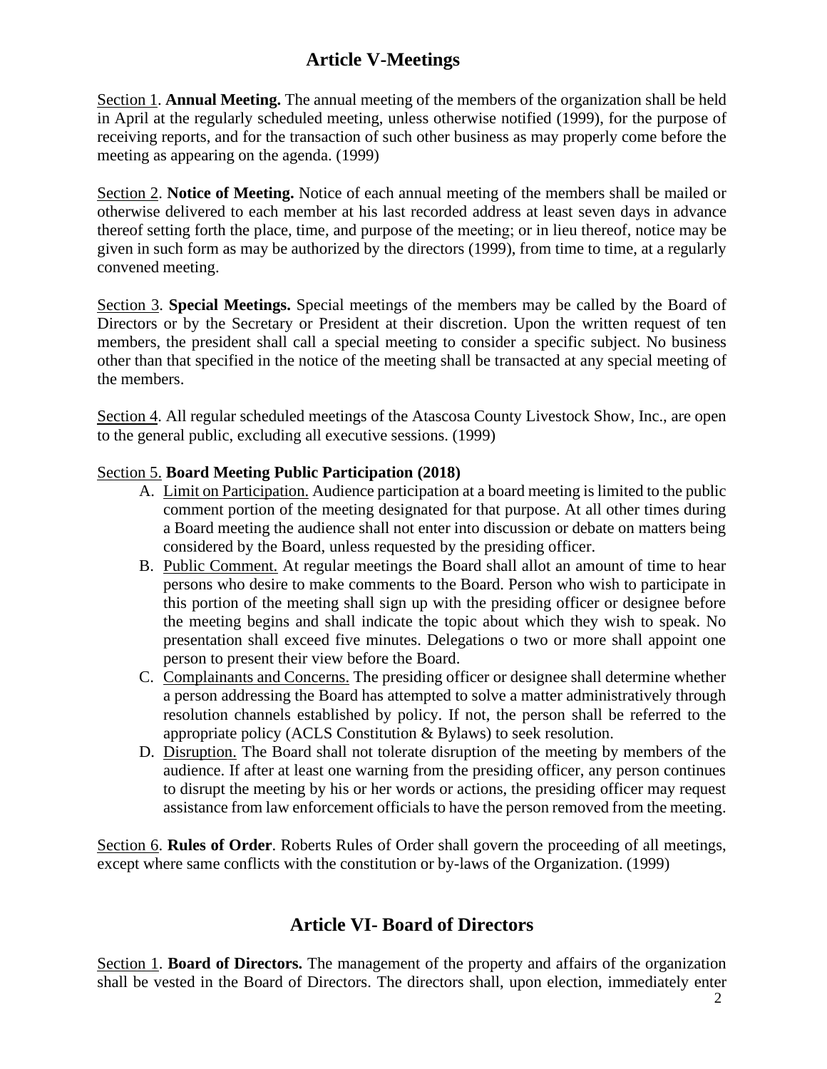## Article V-Meetings

Section 1. **Annual Meeting.** The annual meeting of the members of the organization shall be held in April at the regularly scheduled meeting, unless otherwise notified (1999), for the purpose of receiving reports, and for the transaction of such other business as may properly come before the meeting as appearing on the agenda. (1999)

Section 2. **Notice of Meeting.** Notice of each annual meeting of the members shall be mailed or otherwise delivered to each member at his last recorded address at least seven days in advance thereof setting forth the place, time, and purpose of the meeting; or in lieu thereof, notice may be given in such form as may be authorized by the directors (1999), from time to time, at a regularly convened meeting.

Section 3. **Special Meetings.** Special meetings of the members may be called by the Board of Directors or by the Secretary or President at their discretion. Upon the written request of ten members, the president shall call a special meeting to consider a specific subject. No business other than that specified in the notice of the meeting shall be transacted at any special meeting of the members.

Section 4. All regular scheduled meetings of the Atascosa County Livestock Show, Inc., are open to the general public, excluding all executive sessions. (1999)

Section 5. **Board Meeting Public Participation (2018)**

A. Limit on Participation. Audience participation at a board meeting is limited to the public comment portion of the meeting designated for that purpose. At all other times during a Board meeting the audience shall not enter into discussion or debate on matters being considered by the Board, unless requested by the presiding officer.

B. Public Comment. At regular meetings the Board shall allot an amount of time to hear persons who desire to make comments to the Board. Person who wish to participate in this portion of the meeting shall sign up with the presiding officer or designee before the meeting begins and shall indicate the topic about which they wish to speak. No presentation shall exceed five minutes. Delegations o two or more shall appoint one person to present their view before the Board.

C. Complainants and Concerns. The presiding officer or designee shall determine whether a person addressing the Board has attempted to solve a matter administratively through resolution channels established by policy. If not, the person shall be referred to the appropriate policy (ACLS Constitution & Bylaws) to seek resolution.

D. Disruption. The Board shall not tolerate disruption of the meeting by members of the audience. If after at least one warning from the presiding officer, any person continues to disrupt the meeting by his or her words or actions, the presiding officer may request assistance from law enforcement officials to have the person removed from the meeting.

Section 6. **Rules of Order**. Roberts Rules of Order shall govern the proceeding of all meetings, except where same conflicts with the constitution or by-laws of the Organization. (1999)

## Article VI- Board of Directors

Section 1. **Board of Directors.** The management of the property and affairs of the organization shall be vested in the Board of Directors. The directors shall, upon election, immediately enter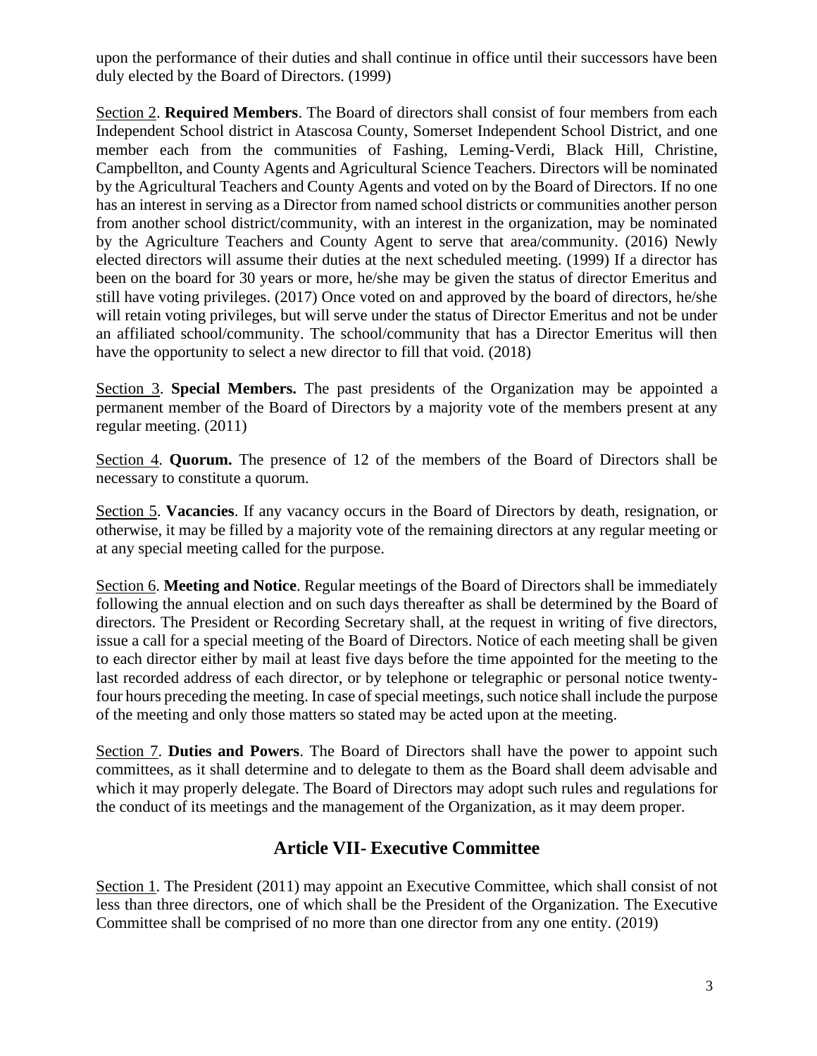upon the performance of their duties and shall continue in office until their successors have been duly elected by the Board of Directors. (1999)

Section 2. **Required Members**. The Board of directors shall consist of four members from each Independent School district in Atascosa County, Somerset Independent School District, and one member each from the communities of Fashing, Leming-Verdi, Black Hill, Christine, Campbellton, and County Agents and Agricultural Science Teachers. Directors will be nominated by the Agricultural Teachers and County Agents and voted on by the Board of Directors. If no one has an interest in serving as a Director from named school districts or communities another person from another school district/community, with an interest in the organization, may be nominated by the Agriculture Teachers and County Agent to serve that area/community. (2016) Newly elected directors will assume their duties at the next scheduled meeting. (1999) If a director has been on the board for 30 years or more, he/she may be given the status of director Emeritus and still have voting privileges. (2017) Once voted on and approved by the board of directors, he/she will retain voting privileges, but will serve under the status of Director Emeritus and not be under an affiliated school/community. The school/community that has a Director Emeritus will then have the opportunity to select a new director to fill that void. (2018)

Section 3. **Special Members.** The past presidents of the Organization may be appointed a permanent member of the Board of Directors by a majority vote of the members present at any regular meeting. (2011)

Section 4. **Quorum.** The presence of 12 of the members of the Board of Directors shall be necessary to constitute a quorum.

Section 5. **Vacancies**. If any vacancy occurs in the Board of Directors by death, resignation, or otherwise, it may be filled by a majority vote of the remaining directors at any regular meeting or at any special meeting called for the purpose.

Section 6. **Meeting and Notice**. Regular meetings of the Board of Directors shall be immediately following the annual election and on such days thereafter as shall be determined by the Board of directors. The President or Recording Secretary shall, at the request in writing of five directors, issue a call for a special meeting of the Board of Directors. Notice of each meeting shall be given to each director either by mail at least five days before the time appointed for the meeting to the last recorded address of each director, or by telephone or telegraphic or personal notice twenty-four hours preceding the meeting. In case of special meetings, such notice shall include the purpose of the meeting and only those matters so stated may be acted upon at the meeting.

Section 7. **Duties and Powers**. The Board of Directors shall have the power to appoint such committees, as it shall determine and to delegate to them as the Board shall deem advisable and which it may properly delegate. The Board of Directors may adopt such rules and regulations for the conduct of its meetings and the management of the Organization, as it may deem proper.

## Article VII- Executive Committee

Section 1. The President (2011) may appoint an Executive Committee, which shall consist of not less than three directors, one of which shall be the President of the Organization. The Executive Committee shall be comprised of no more than one director from any one entity. (2019)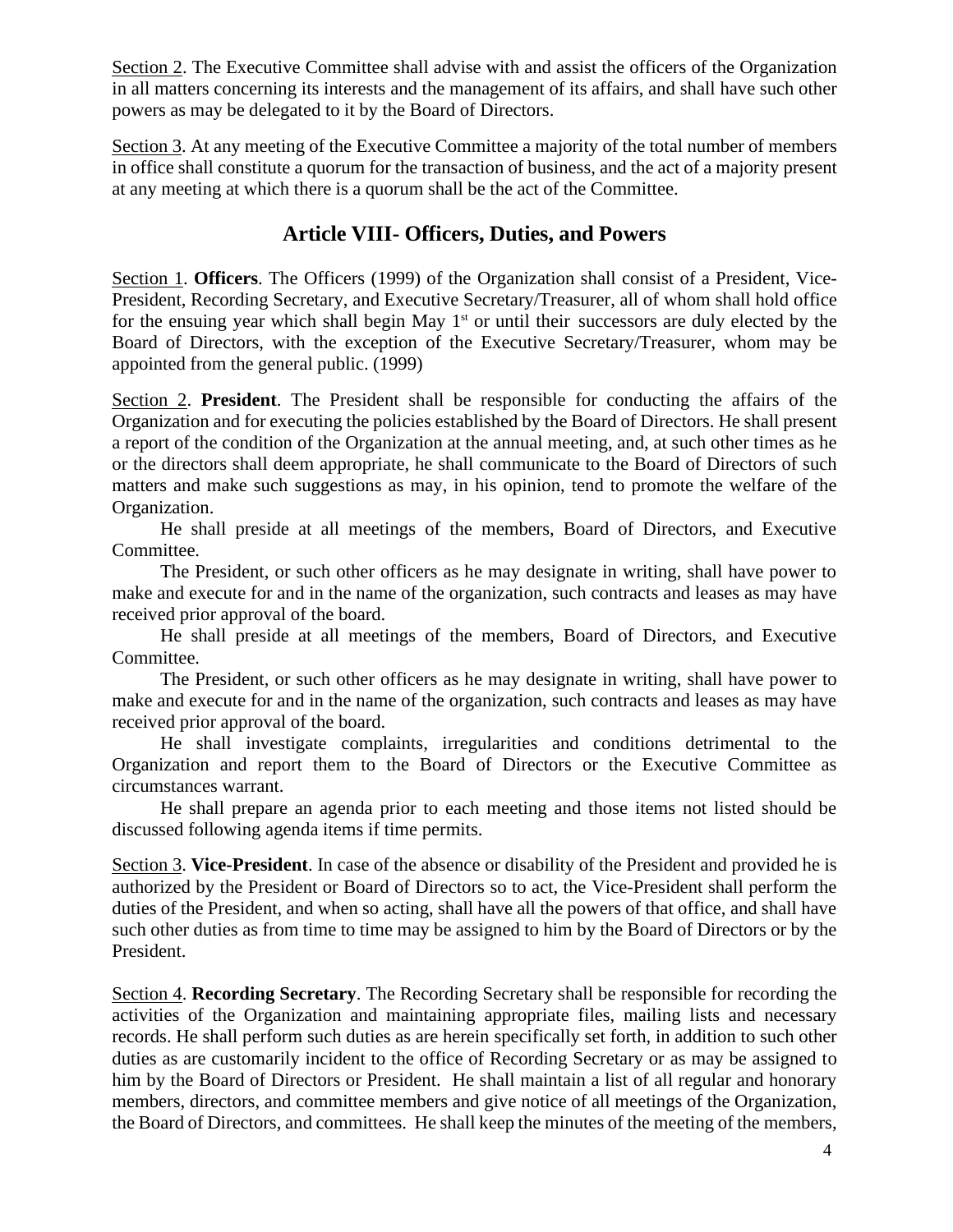Section 2. The Executive Committee shall advise with and assist the officers of the Organization in all matters concerning its interests and the management of its affairs, and shall have such other powers as may be delegated to it by the Board of Directors.

Section 3. At any meeting of the Executive Committee a majority of the total number of members in office shall constitute a quorum for the transaction of business, and the act of a majority present at any meeting at which there is a quorum shall be the act of the Committee.

## Article VIII- Officers, Duties, and Powers

Section 1. **Officers**. The Officers (1999) of the Organization shall consist of a President, Vice-President, Recording Secretary, and Executive Secretary/Treasurer, all of whom shall hold office for the ensuing year which shall begin May 1st or until their successors are duly elected by the Board of Directors, with the exception of the Executive Secretary/Treasurer, whom may be appointed from the general public. (1999)

Section 2. **President**. The President shall be responsible for conducting the affairs of the Organization and for executing the policies established by the Board of Directors. He shall present a report of the condition of the Organization at the annual meeting, and, at such other times as he or the directors shall deem appropriate, he shall communicate to the Board of Directors of such matters and make such suggestions as may, in his opinion, tend to promote the welfare of the Organization.

He shall preside at all meetings of the members, Board of Directors, and Executive Committee.

The President, or such other officers as he may designate in writing, shall have power to make and execute for and in the name of the organization, such contracts and leases as may have received prior approval of the board.

He shall preside at all meetings of the members, Board of Directors, and Executive Committee.

The President, or such other officers as he may designate in writing, shall have power to make and execute for and in the name of the organization, such contracts and leases as may have received prior approval of the board.

He shall investigate complaints, irregularities and conditions detrimental to the Organization and report them to the Board of Directors or the Executive Committee as circumstances warrant.

He shall prepare an agenda prior to each meeting and those items not listed should be discussed following agenda items if time permits.

Section 3. **Vice-President**. In case of the absence or disability of the President and provided he is authorized by the President or Board of Directors so to act, the Vice-President shall perform the duties of the President, and when so acting, shall have all the powers of that office, and shall have such other duties as from time to time may be assigned to him by the Board of Directors or by the President.

Section 4. **Recording Secretary**. The Recording Secretary shall be responsible for recording the activities of the Organization and maintaining appropriate files, mailing lists and necessary records. He shall perform such duties as are herein specifically set forth, in addition to such other duties as are customarily incident to the office of Recording Secretary or as may be assigned to him by the Board of Directors or President. He shall maintain a list of all regular and honorary members, directors, and committee members and give notice of all meetings of the Organization, the Board of Directors, and committees. He shall keep the minutes of the meeting of the members,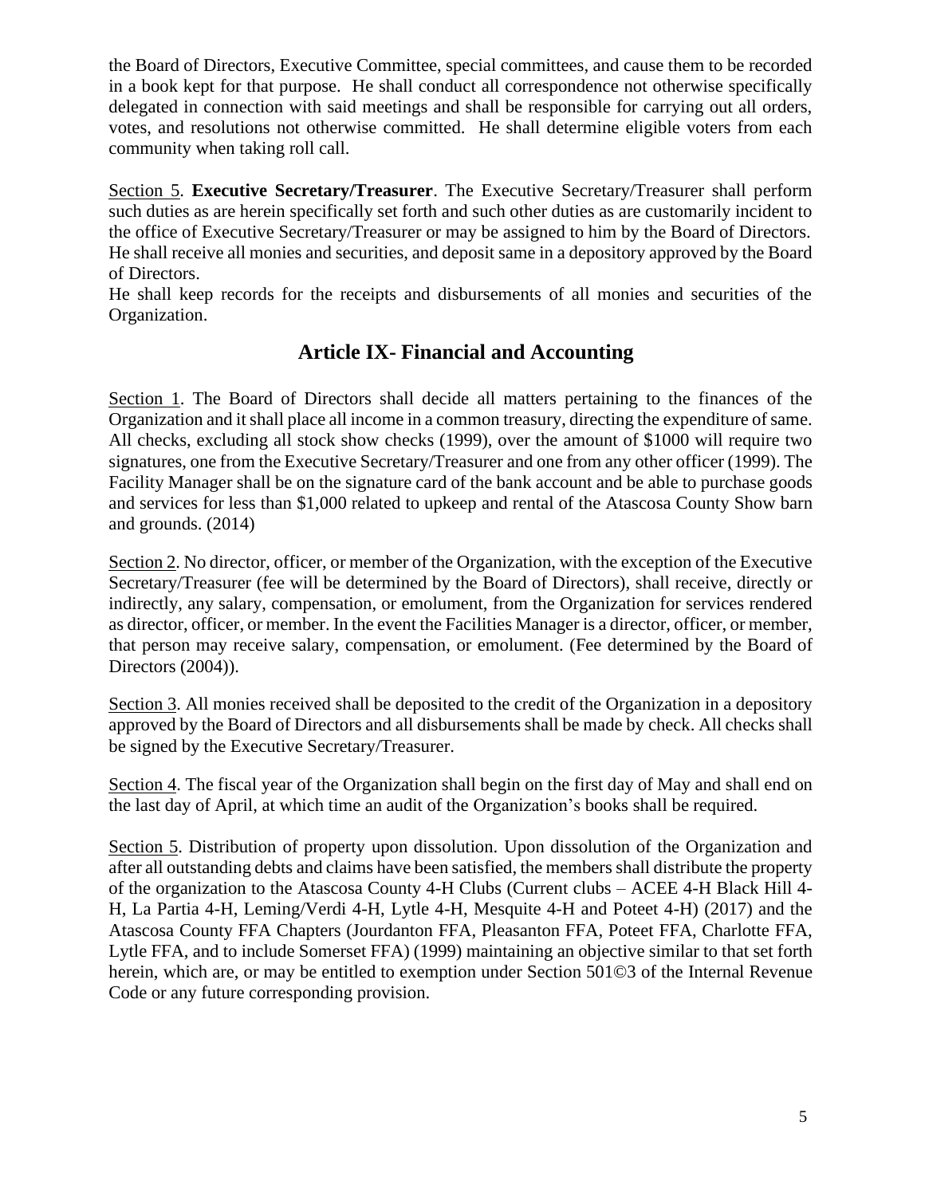the Board of Directors, Executive Committee, special committees, and cause them to be recorded in a book kept for that purpose. He shall conduct all correspondence not otherwise specifically delegated in connection with said meetings and shall be responsible for carrying out all orders, votes, and resolutions not otherwise committed. He shall determine eligible voters from each community when taking roll call.

Section 5. **Executive Secretary/Treasurer**. The Executive Secretary/Treasurer shall perform such duties as are herein specifically set forth and such other duties as are customarily incident to the office of Executive Secretary/Treasurer or may be assigned to him by the Board of Directors. He shall receive all monies and securities, and deposit same in a depository approved by the Board of Directors.

He shall keep records for the receipts and disbursements of all monies and securities of the Organization.

## Article IX- Financial and Accounting

Section 1. The Board of Directors shall decide all matters pertaining to the finances of the Organization and it shall place all income in a common treasury, directing the expenditure of same. All checks, excluding all stock show checks (1999), over the amount of $1000 will require two signatures, one from the Executive Secretary/Treasurer and one from any other officer (1999). The Facility Manager shall be on the signature card of the bank account and be able to purchase goods and services for less than $1,000 related to upkeep and rental of the Atascosa County Show barn and grounds. (2014)

Section 2. No director, officer, or member of the Organization, with the exception of the Executive Secretary/Treasurer (fee will be determined by the Board of Directors), shall receive, directly or indirectly, any salary, compensation, or emolument, from the Organization for services rendered as director, officer, or member. In the event the Facilities Manager is a director, officer, or member, that person may receive salary, compensation, or emolument. (Fee determined by the Board of Directors (2004)).

Section 3. All monies received shall be deposited to the credit of the Organization in a depository approved by the Board of Directors and all disbursements shall be made by check. All checks shall be signed by the Executive Secretary/Treasurer.

Section 4. The fiscal year of the Organization shall begin on the first day of May and shall end on the last day of April, at which time an audit of the Organization's books shall be required.

Section 5. Distribution of property upon dissolution. Upon dissolution of the Organization and after all outstanding debts and claims have been satisfied, the members shall distribute the property of the organization to the Atascosa County 4-H Clubs (Current clubs – ACEE 4-H Black Hill 4-H, La Partia 4-H, Leming/Verdi 4-H, Lytle 4-H, Mesquite 4-H and Poteet 4-H) (2017) and the Atascosa County FFA Chapters (Jourdanton FFA, Pleasanton FFA, Poteet FFA, Charlotte FFA, Lytle FFA, and to include Somerset FFA) (1999) maintaining an objective similar to that set forth herein, which are, or may be entitled to exemption under Section 501©3 of the Internal Revenue Code or any future corresponding provision.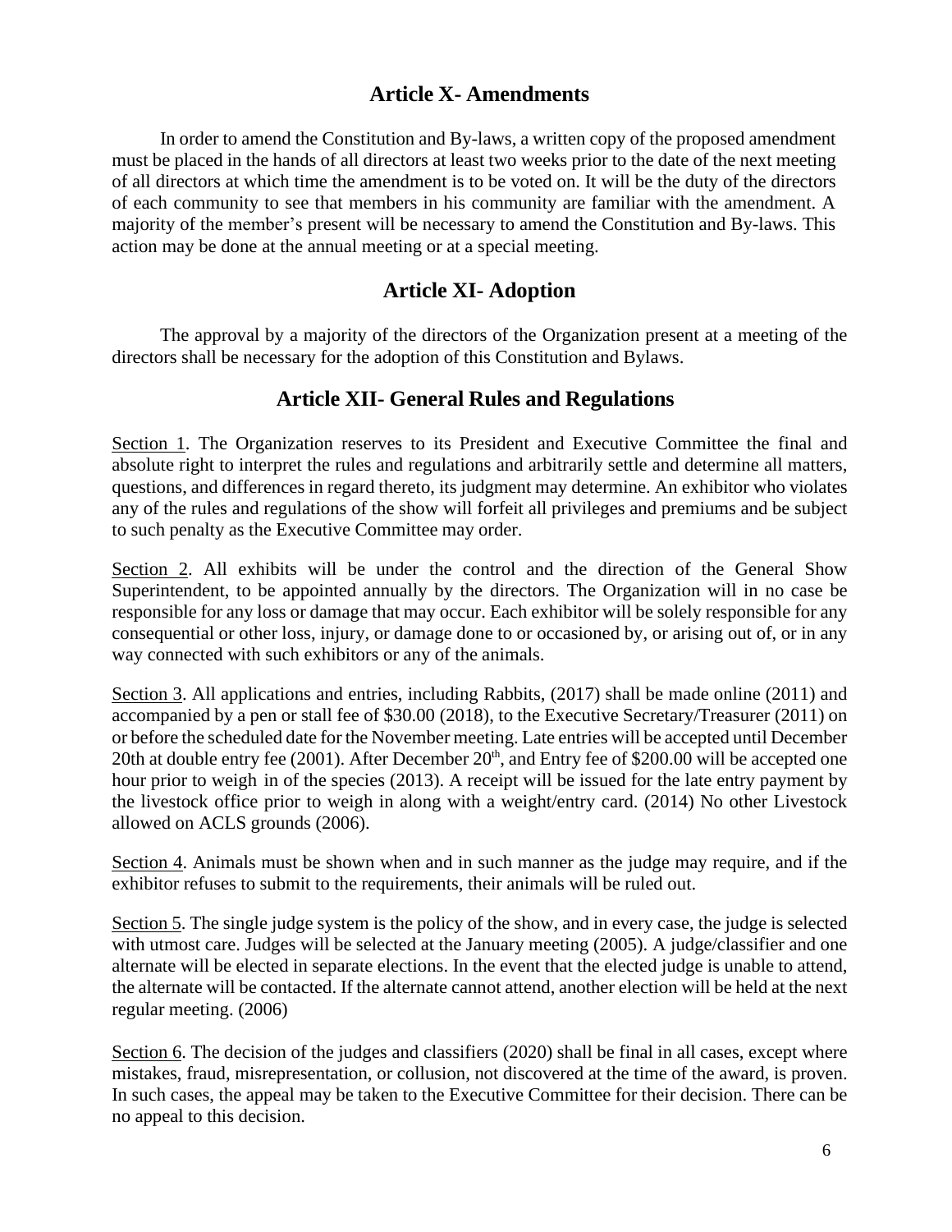## Article X- Amendments

In order to amend the Constitution and By-laws, a written copy of the proposed amendment must be placed in the hands of all directors at least two weeks prior to the date of the next meeting of all directors at which time the amendment is to be voted on. It will be the duty of the directors of each community to see that members in his community are familiar with the amendment. A majority of the member's present will be necessary to amend the Constitution and By-laws. This action may be done at the annual meeting or at a special meeting.

## Article XI- Adoption

The approval by a majority of the directors of the Organization present at a meeting of the directors shall be necessary for the adoption of this Constitution and Bylaws.

## Article XII- General Rules and Regulations

Section 1. The Organization reserves to its President and Executive Committee the final and absolute right to interpret the rules and regulations and arbitrarily settle and determine all matters, questions, and differences in regard thereto, its judgment may determine. An exhibitor who violates any of the rules and regulations of the show will forfeit all privileges and premiums and be subject to such penalty as the Executive Committee may order.

Section 2. All exhibits will be under the control and the direction of the General Show Superintendent, to be appointed annually by the directors. The Organization will in no case be responsible for any loss or damage that may occur. Each exhibitor will be solely responsible for any consequential or other loss, injury, or damage done to or occasioned by, or arising out of, or in any way connected with such exhibitors or any of the animals.

Section 3. All applications and entries, including Rabbits, (2017) shall be made online (2011) and accompanied by a pen or stall fee of $30.00 (2018), to the Executive Secretary/Treasurer (2011) on or before the scheduled date for the November meeting. Late entries will be accepted until December 20th at double entry fee (2001). After December 20th, and Entry fee of $200.00 will be accepted one hour prior to weigh in of the species (2013). A receipt will be issued for the late entry payment by the livestock office prior to weigh in along with a weight/entry card. (2014) No other Livestock allowed on ACLS grounds (2006).

Section 4. Animals must be shown when and in such manner as the judge may require, and if the exhibitor refuses to submit to the requirements, their animals will be ruled out.

Section 5. The single judge system is the policy of the show, and in every case, the judge is selected with utmost care. Judges will be selected at the January meeting (2005). A judge/classifier and one alternate will be elected in separate elections. In the event that the elected judge is unable to attend, the alternate will be contacted. If the alternate cannot attend, another election will be held at the next regular meeting. (2006)

Section 6. The decision of the judges and classifiers (2020) shall be final in all cases, except where mistakes, fraud, misrepresentation, or collusion, not discovered at the time of the award, is proven. In such cases, the appeal may be taken to the Executive Committee for their decision. There can be no appeal to this decision.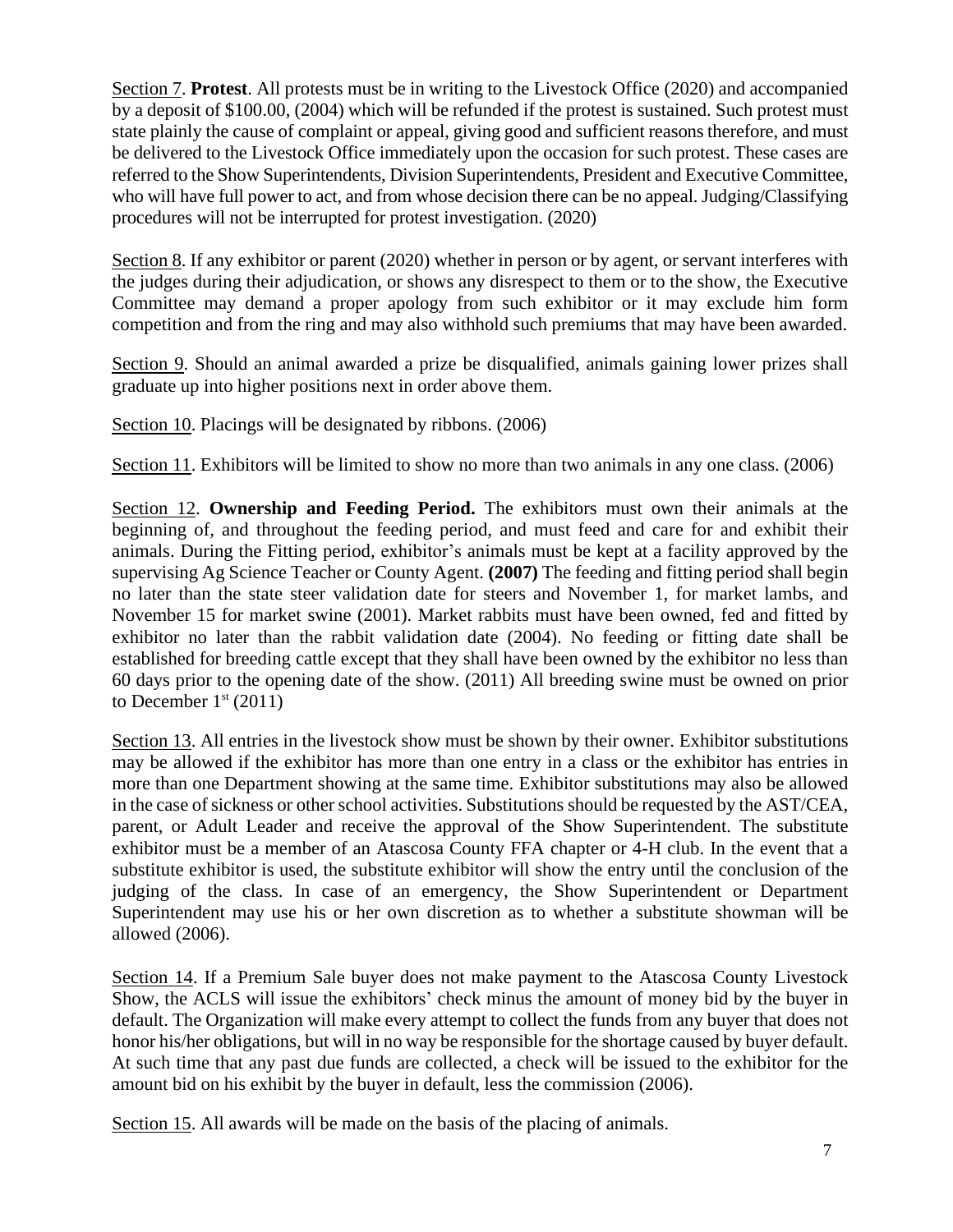<u>Section 7</u>. **Protest**. All protests must be in writing to the Livestock Office (2020) and accompanied by a deposit of $100.00, (2004) which will be refunded if the protest is sustained. Such protest must state plainly the cause of complaint or appeal, giving good and sufficient reasons therefore, and must be delivered to the Livestock Office immediately upon the occasion for such protest. These cases are referred to the Show Superintendents, Division Superintendents, President and Executive Committee, who will have full power to act, and from whose decision there can be no appeal. Judging/Classifying procedures will not be interrupted for protest investigation. (2020)

<u>Section 8</u>. If any exhibitor or parent (2020) whether in person or by agent, or servant interferes with the judges during their adjudication, or shows any disrespect to them or to the show, the Executive Committee may demand a proper apology from such exhibitor or it may exclude him form competition and from the ring and may also withhold such premiums that may have been awarded.

<u>Section 9</u>. Should an animal awarded a prize be disqualified, animals gaining lower prizes shall graduate up into higher positions next in order above them.

<u>Section 10</u>. Placings will be designated by ribbons. (2006)

<u>Section 11</u>. Exhibitors will be limited to show no more than two animals in any one class. (2006)

<u>Section 12</u>. **Ownership and Feeding Period.** The exhibitors must own their animals at the beginning of, and throughout the feeding period, and must feed and care for and exhibit their animals. During the Fitting period, exhibitor's animals must be kept at a facility approved by the supervising Ag Science Teacher or County Agent. **(2007)** The feeding and fitting period shall begin no later than the state steer validation date for steers and November 1, for market lambs, and November 15 for market swine (2001). Market rabbits must have been owned, fed and fitted by exhibitor no later than the rabbit validation date (2004). No feeding or fitting date shall be established for breeding cattle except that they shall have been owned by the exhibitor no less than 60 days prior to the opening date of the show. (2011) All breeding swine must be owned on prior to December 1st (2011)

<u>Section 13</u>. All entries in the livestock show must be shown by their owner. Exhibitor substitutions may be allowed if the exhibitor has more than one entry in a class or the exhibitor has entries in more than one Department showing at the same time. Exhibitor substitutions may also be allowed in the case of sickness or other school activities. Substitutions should be requested by the AST/CEA, parent, or Adult Leader and receive the approval of the Show Superintendent. The substitute exhibitor must be a member of an Atascosa County FFA chapter or 4-H club. In the event that a substitute exhibitor is used, the substitute exhibitor will show the entry until the conclusion of the judging of the class. In case of an emergency, the Show Superintendent or Department Superintendent may use his or her own discretion as to whether a substitute showman will be allowed (2006).

<u>Section 14</u>. If a Premium Sale buyer does not make payment to the Atascosa County Livestock Show, the ACLS will issue the exhibitors' check minus the amount of money bid by the buyer in default. The Organization will make every attempt to collect the funds from any buyer that does not honor his/her obligations, but will in no way be responsible for the shortage caused by buyer default. At such time that any past due funds are collected, a check will be issued to the exhibitor for the amount bid on his exhibit by the buyer in default, less the commission (2006).

<u>Section 15</u>. All awards will be made on the basis of the placing of animals.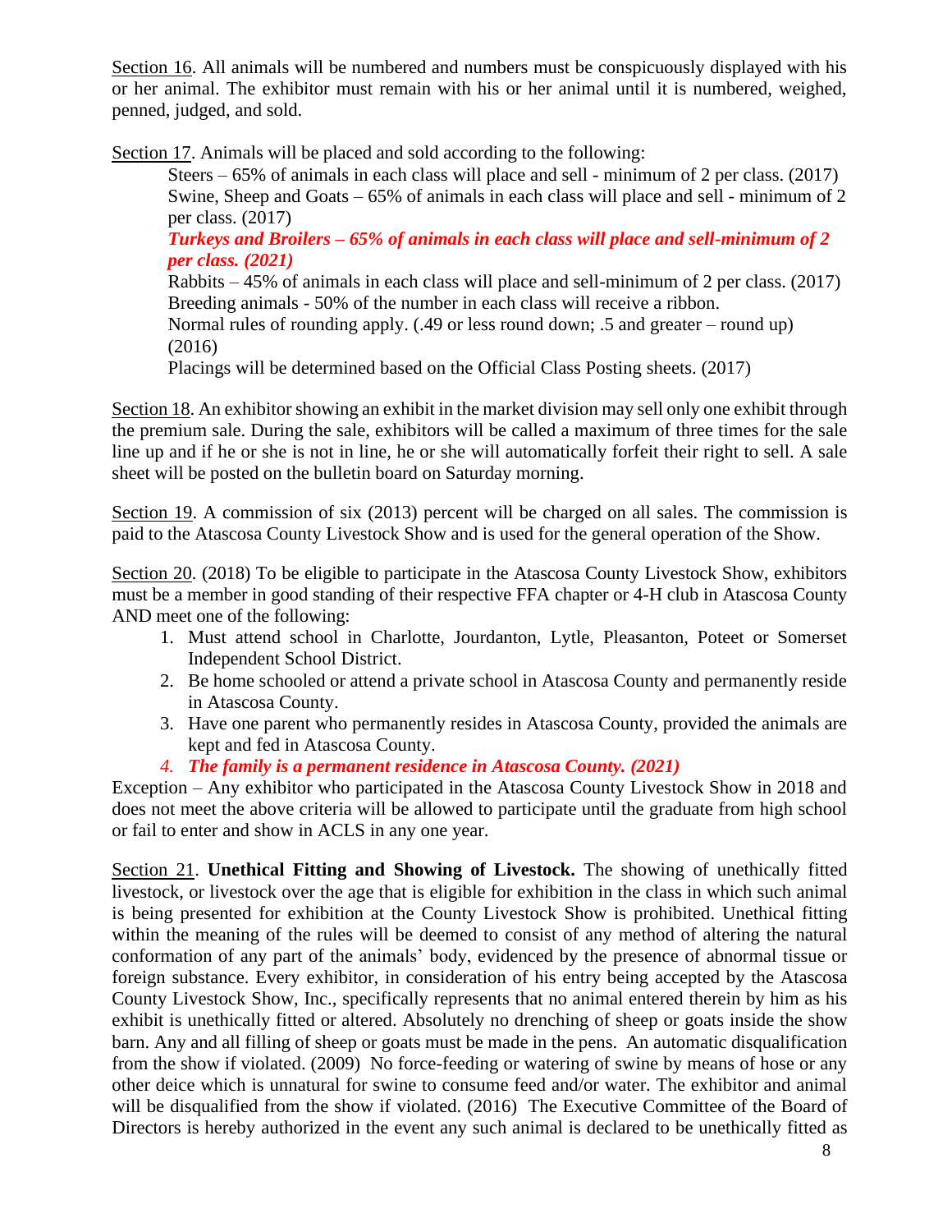Section 16. All animals will be numbered and numbers must be conspicuously displayed with his or her animal. The exhibitor must remain with his or her animal until it is numbered, weighed, penned, judged, and sold.

Section 17. Animals will be placed and sold according to the following:

Steers – 65% of animals in each class will place and sell - minimum of 2 per class. (2017)
Swine, Sheep and Goats – 65% of animals in each class will place and sell - minimum of 2 per class. (2017)
***Turkeys and Broilers – 65% of animals in each class will place and sell-minimum of 2 per class. (2021)***
Rabbits – 45% of animals in each class will place and sell-minimum of 2 per class. (2017)
Breeding animals - 50% of the number in each class will receive a ribbon.
Normal rules of rounding apply. (.49 or less round down; .5 and greater – round up) (2016)
Placings will be determined based on the Official Class Posting sheets. (2017)

Section 18. An exhibitor showing an exhibit in the market division may sell only one exhibit through the premium sale. During the sale, exhibitors will be called a maximum of three times for the sale line up and if he or she is not in line, he or she will automatically forfeit their right to sell. A sale sheet will be posted on the bulletin board on Saturday morning.

Section 19. A commission of six (2013) percent will be charged on all sales. The commission is paid to the Atascosa County Livestock Show and is used for the general operation of the Show.

Section 20. (2018) To be eligible to participate in the Atascosa County Livestock Show, exhibitors must be a member in good standing of their respective FFA chapter or 4-H club in Atascosa County AND meet one of the following:

1. Must attend school in Charlotte, Jourdanton, Lytle, Pleasanton, Poteet or Somerset Independent School District.
2. Be home schooled or attend a private school in Atascosa County and permanently reside in Atascosa County.
3. Have one parent who permanently resides in Atascosa County, provided the animals are kept and fed in Atascosa County.
4. ***The family is a permanent residence in Atascosa County. (2021)***

Exception – Any exhibitor who participated in the Atascosa County Livestock Show in 2018 and does not meet the above criteria will be allowed to participate until the graduate from high school or fail to enter and show in ACLS in any one year.

Section 21. **Unethical Fitting and Showing of Livestock.** The showing of unethically fitted livestock, or livestock over the age that is eligible for exhibition in the class in which such animal is being presented for exhibition at the County Livestock Show is prohibited. Unethical fitting within the meaning of the rules will be deemed to consist of any method of altering the natural conformation of any part of the animals' body, evidenced by the presence of abnormal tissue or foreign substance. Every exhibitor, in consideration of his entry being accepted by the Atascosa County Livestock Show, Inc., specifically represents that no animal entered therein by him as his exhibit is unethically fitted or altered. Absolutely no drenching of sheep or goats inside the show barn. Any and all filling of sheep or goats must be made in the pens. An automatic disqualification from the show if violated. (2009) No force-feeding or watering of swine by means of hose or any other deice which is unnatural for swine to consume feed and/or water. The exhibitor and animal will be disqualified from the show if violated. (2016) The Executive Committee of the Board of Directors is hereby authorized in the event any such animal is declared to be unethically fitted as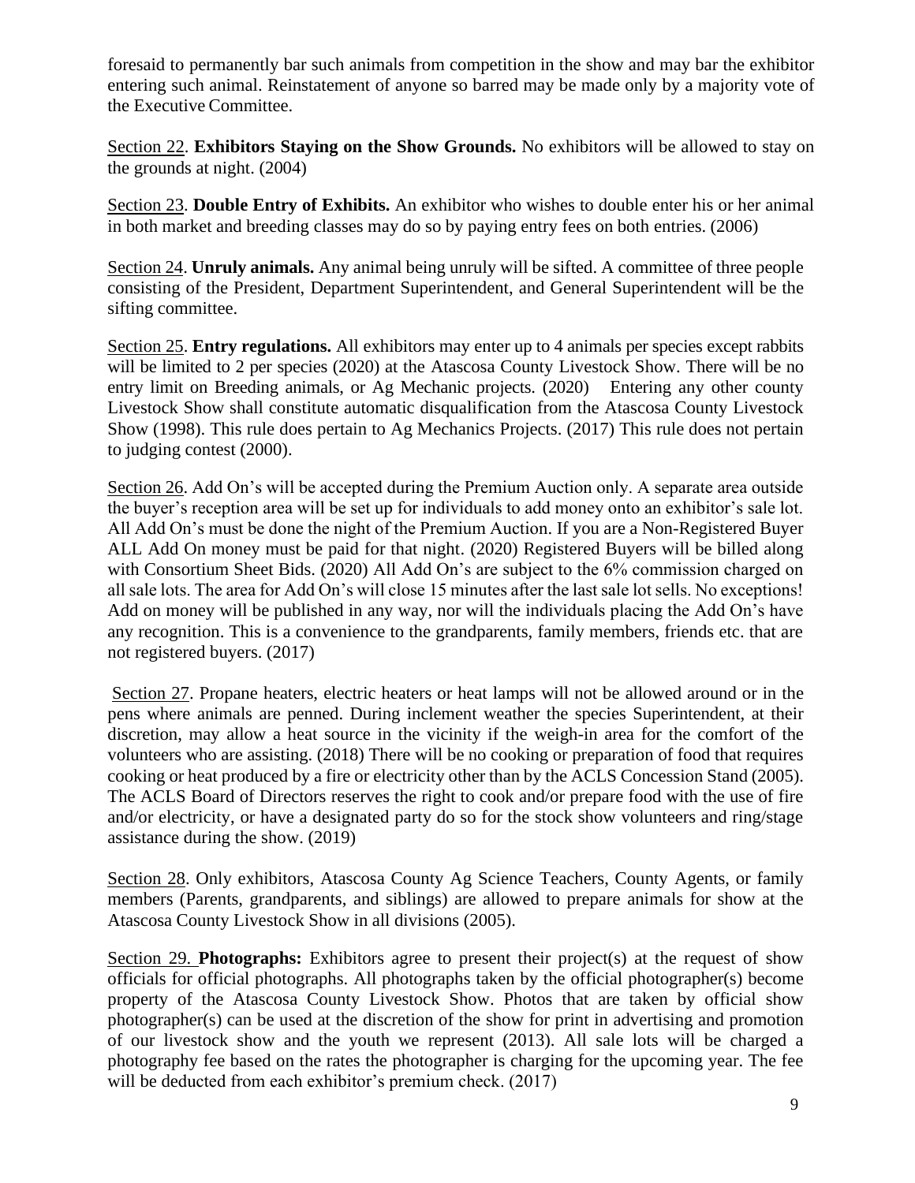foresaid to permanently bar such animals from competition in the show and may bar the exhibitor entering such animal. Reinstatement of anyone so barred may be made only by a majority vote of the Executive Committee.

Section 22. **Exhibitors Staying on the Show Grounds.** No exhibitors will be allowed to stay on the grounds at night. (2004)

Section 23. **Double Entry of Exhibits.** An exhibitor who wishes to double enter his or her animal in both market and breeding classes may do so by paying entry fees on both entries. (2006)

Section 24. **Unruly animals.** Any animal being unruly will be sifted. A committee of three people consisting of the President, Department Superintendent, and General Superintendent will be the sifting committee.

Section 25. **Entry regulations.** All exhibitors may enter up to 4 animals per species except rabbits will be limited to 2 per species (2020) at the Atascosa County Livestock Show. There will be no entry limit on Breeding animals, or Ag Mechanic projects. (2020) Entering any other county Livestock Show shall constitute automatic disqualification from the Atascosa County Livestock Show (1998). This rule does pertain to Ag Mechanics Projects. (2017) This rule does not pertain to judging contest (2000).

Section 26. Add On's will be accepted during the Premium Auction only. A separate area outside the buyer's reception area will be set up for individuals to add money onto an exhibitor's sale lot. All Add On's must be done the night of the Premium Auction. If you are a Non-Registered Buyer ALL Add On money must be paid for that night. (2020) Registered Buyers will be billed along with Consortium Sheet Bids. (2020) All Add On's are subject to the 6% commission charged on all sale lots. The area for Add On's will close 15 minutes after the last sale lot sells. No exceptions! Add on money will be published in any way, nor will the individuals placing the Add On's have any recognition. This is a convenience to the grandparents, family members, friends etc. that are not registered buyers. (2017)

Section 27. Propane heaters, electric heaters or heat lamps will not be allowed around or in the pens where animals are penned. During inclement weather the species Superintendent, at their discretion, may allow a heat source in the vicinity if the weigh-in area for the comfort of the volunteers who are assisting. (2018) There will be no cooking or preparation of food that requires cooking or heat produced by a fire or electricity other than by the ACLS Concession Stand (2005). The ACLS Board of Directors reserves the right to cook and/or prepare food with the use of fire and/or electricity, or have a designated party do so for the stock show volunteers and ring/stage assistance during the show. (2019)

Section 28. Only exhibitors, Atascosa County Ag Science Teachers, County Agents, or family members (Parents, grandparents, and siblings) are allowed to prepare animals for show at the Atascosa County Livestock Show in all divisions (2005).

Section 29. **Photographs:** Exhibitors agree to present their project(s) at the request of show officials for official photographs. All photographs taken by the official photographer(s) become property of the Atascosa County Livestock Show. Photos that are taken by official show photographer(s) can be used at the discretion of the show for print in advertising and promotion of our livestock show and the youth we represent (2013). All sale lots will be charged a photography fee based on the rates the photographer is charging for the upcoming year. The fee will be deducted from each exhibitor's premium check. (2017)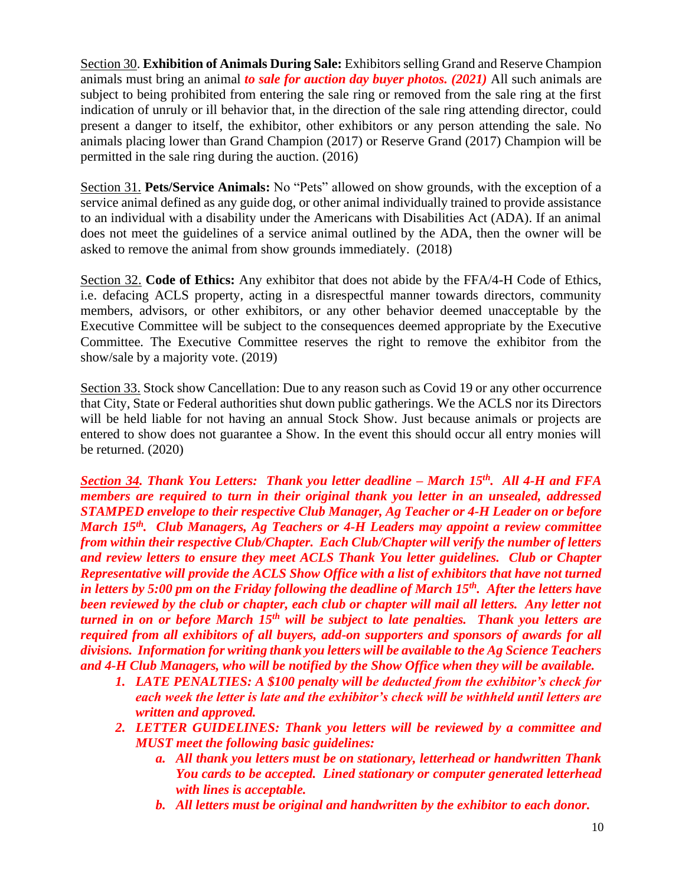Section 30. **Exhibition of Animals During Sale:** Exhibitors selling Grand and Reserve Champion animals must bring an animal ***to sale for auction day buyer photos. (2021)*** All such animals are subject to being prohibited from entering the sale ring or removed from the sale ring at the first indication of unruly or ill behavior that, in the direction of the sale ring attending director, could present a danger to itself, the exhibitor, other exhibitors or any person attending the sale. No animals placing lower than Grand Champion (2017) or Reserve Grand (2017) Champion will be permitted in the sale ring during the auction. (2016)

Section 31. **Pets/Service Animals:** No "Pets" allowed on show grounds, with the exception of a service animal defined as any guide dog, or other animal individually trained to provide assistance to an individual with a disability under the Americans with Disabilities Act (ADA). If an animal does not meet the guidelines of a service animal outlined by the ADA, then the owner will be asked to remove the animal from show grounds immediately. (2018)

Section 32. **Code of Ethics:** Any exhibitor that does not abide by the FFA/4-H Code of Ethics, i.e. defacing ACLS property, acting in a disrespectful manner towards directors, community members, advisors, or other exhibitors, or any other behavior deemed unacceptable by the Executive Committee will be subject to the consequences deemed appropriate by the Executive Committee. The Executive Committee reserves the right to remove the exhibitor from the show/sale by a majority vote. (2019)

Section 33. Stock show Cancellation: Due to any reason such as Covid 19 or any other occurrence that City, State or Federal authorities shut down public gatherings. We the ACLS nor its Directors will be held liable for not having an annual Stock Show. Just because animals or projects are entered to show does not guarantee a Show. In the event this should occur all entry monies will be returned. (2020)

***Section 34. Thank You Letters: Thank you letter deadline – March 15th. All 4-H and FFA members are required to turn in their original thank you letter in an unsealed, addressed STAMPED envelope to their respective Club Manager, Ag Teacher or 4-H Leader on or before March 15th. Club Managers, Ag Teachers or 4-H Leaders may appoint a review committee from within their respective Club/Chapter. Each Club/Chapter will verify the number of letters and review letters to ensure they meet ACLS Thank You letter guidelines. Club or Chapter Representative will provide the ACLS Show Office with a list of exhibitors that have not turned in letters by 5:00 pm on the Friday following the deadline of March 15th. After the letters have been reviewed by the club or chapter, each club or chapter will mail all letters. Any letter not turned in on or before March 15th will be subject to late penalties. Thank you letters are required from all exhibitors of all buyers, add-on supporters and sponsors of awards for all divisions. Information for writing thank you letters will be available to the Ag Science Teachers and 4-H Club Managers, who will be notified by the Show Office when they will be available.***

1. ***LATE PENALTIES: A $100 penalty will be deducted from the exhibitor's check for each week the letter is late and the exhibitor's check will be withheld until letters are written and approved.***
2. ***LETTER GUIDELINES: Thank you letters will be reviewed by a committee and MUST meet the following basic guidelines:***
   a. ***All thank you letters must be on stationary, letterhead or handwritten Thank You cards to be accepted. Lined stationary or computer generated letterhead with lines is acceptable.***
   b. ***All letters must be original and handwritten by the exhibitor to each donor.***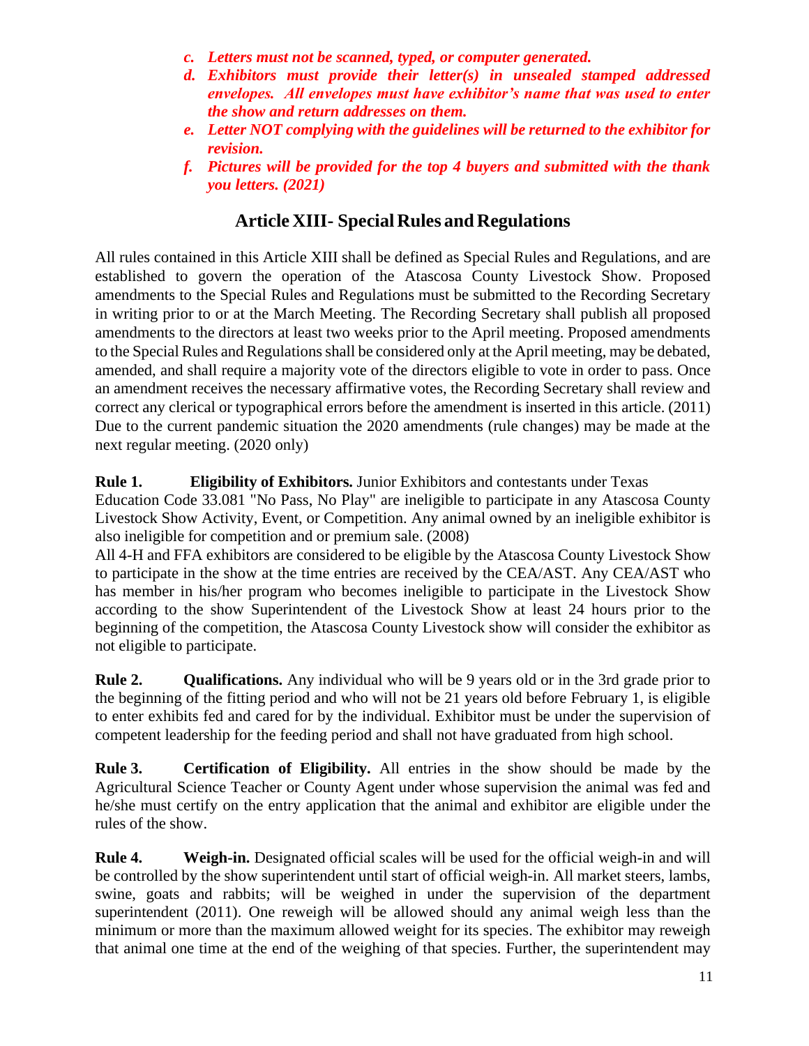c. ***Letters must not be scanned, typed, or computer generated.***
d. ***Exhibitors must provide their letter(s) in unsealed stamped addressed envelopes. All envelopes must have exhibitor's name that was used to enter the show and return addresses on them.***
e. ***Letter NOT complying with the guidelines will be returned to the exhibitor for revision.***
f. ***Pictures will be provided for the top 4 buyers and submitted with the thank you letters. (2021)***

## Article XIII- Special Rules and Regulations

All rules contained in this Article XIII shall be defined as Special Rules and Regulations, and are established to govern the operation of the Atascosa County Livestock Show. Proposed amendments to the Special Rules and Regulations must be submitted to the Recording Secretary in writing prior to or at the March Meeting. The Recording Secretary shall publish all proposed amendments to the directors at least two weeks prior to the April meeting. Proposed amendments to the Special Rules and Regulations shall be considered only at the April meeting, may be debated, amended, and shall require a majority vote of the directors eligible to vote in order to pass. Once an amendment receives the necessary affirmative votes, the Recording Secretary shall review and correct any clerical or typographical errors before the amendment is inserted in this article. (2011) Due to the current pandemic situation the 2020 amendments (rule changes) may be made at the next regular meeting. (2020 only)

**Rule 1. Eligibility of Exhibitors.** Junior Exhibitors and contestants under Texas Education Code 33.081 "No Pass, No Play" are ineligible to participate in any Atascosa County Livestock Show Activity, Event, or Competition. Any animal owned by an ineligible exhibitor is also ineligible for competition and or premium sale. (2008)

All 4-H and FFA exhibitors are considered to be eligible by the Atascosa County Livestock Show to participate in the show at the time entries are received by the CEA/AST. Any CEA/AST who has member in his/her program who becomes ineligible to participate in the Livestock Show according to the show Superintendent of the Livestock Show at least 24 hours prior to the beginning of the competition, the Atascosa County Livestock show will consider the exhibitor as not eligible to participate.

**Rule 2. Qualifications.** Any individual who will be 9 years old or in the 3rd grade prior to the beginning of the fitting period and who will not be 21 years old before February 1, is eligible to enter exhibits fed and cared for by the individual. Exhibitor must be under the supervision of competent leadership for the feeding period and shall not have graduated from high school.

**Rule 3. Certification of Eligibility.** All entries in the show should be made by the Agricultural Science Teacher or County Agent under whose supervision the animal was fed and he/she must certify on the entry application that the animal and exhibitor are eligible under the rules of the show.

**Rule 4. Weigh-in.** Designated official scales will be used for the official weigh-in and will be controlled by the show superintendent until start of official weigh-in. All market steers, lambs, swine, goats and rabbits; will be weighed in under the supervision of the department superintendent (2011). One reweigh will be allowed should any animal weigh less than the minimum or more than the maximum allowed weight for its species. The exhibitor may reweigh that animal one time at the end of the weighing of that species. Further, the superintendent may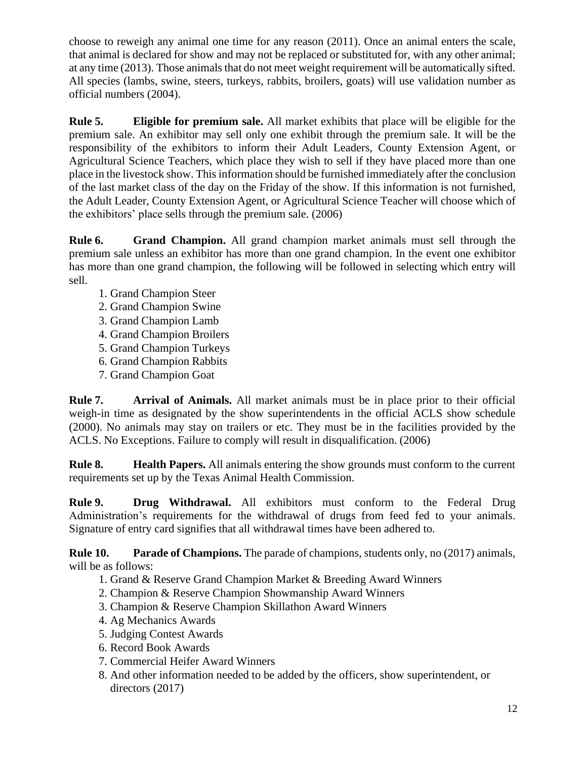choose to reweigh any animal one time for any reason (2011). Once an animal enters the scale, that animal is declared for show and may not be replaced or substituted for, with any other animal; at any time (2013). Those animals that do not meet weight requirement will be automatically sifted. All species (lambs, swine, steers, turkeys, rabbits, broilers, goats) will use validation number as official numbers (2004).

**Rule 5. Eligible for premium sale.** All market exhibits that place will be eligible for the premium sale. An exhibitor may sell only one exhibit through the premium sale. It will be the responsibility of the exhibitors to inform their Adult Leaders, County Extension Agent, or Agricultural Science Teachers, which place they wish to sell if they have placed more than one place in the livestock show. This information should be furnished immediately after the conclusion of the last market class of the day on the Friday of the show. If this information is not furnished, the Adult Leader, County Extension Agent, or Agricultural Science Teacher will choose which of the exhibitors' place sells through the premium sale. (2006)

**Rule 6. Grand Champion.** All grand champion market animals must sell through the premium sale unless an exhibitor has more than one grand champion. In the event one exhibitor has more than one grand champion, the following will be followed in selecting which entry will sell.

1. Grand Champion Steer
2. Grand Champion Swine
3. Grand Champion Lamb
4. Grand Champion Broilers
5. Grand Champion Turkeys
6. Grand Champion Rabbits
7. Grand Champion Goat

**Rule 7. Arrival of Animals.** All market animals must be in place prior to their official weigh-in time as designated by the show superintendents in the official ACLS show schedule (2000). No animals may stay on trailers or etc. They must be in the facilities provided by the ACLS. No Exceptions. Failure to comply will result in disqualification. (2006)

**Rule 8. Health Papers.** All animals entering the show grounds must conform to the current requirements set up by the Texas Animal Health Commission.

**Rule 9. Drug Withdrawal.** All exhibitors must conform to the Federal Drug Administration's requirements for the withdrawal of drugs from feed fed to your animals. Signature of entry card signifies that all withdrawal times have been adhered to.

**Rule 10. Parade of Champions.** The parade of champions, students only, no (2017) animals, will be as follows:

1. Grand & Reserve Grand Champion Market & Breeding Award Winners
2. Champion & Reserve Champion Showmanship Award Winners
3. Champion & Reserve Champion Skillathon Award Winners
4. Ag Mechanics Awards
5. Judging Contest Awards
6. Record Book Awards
7. Commercial Heifer Award Winners
8. And other information needed to be added by the officers, show superintendent, or directors (2017)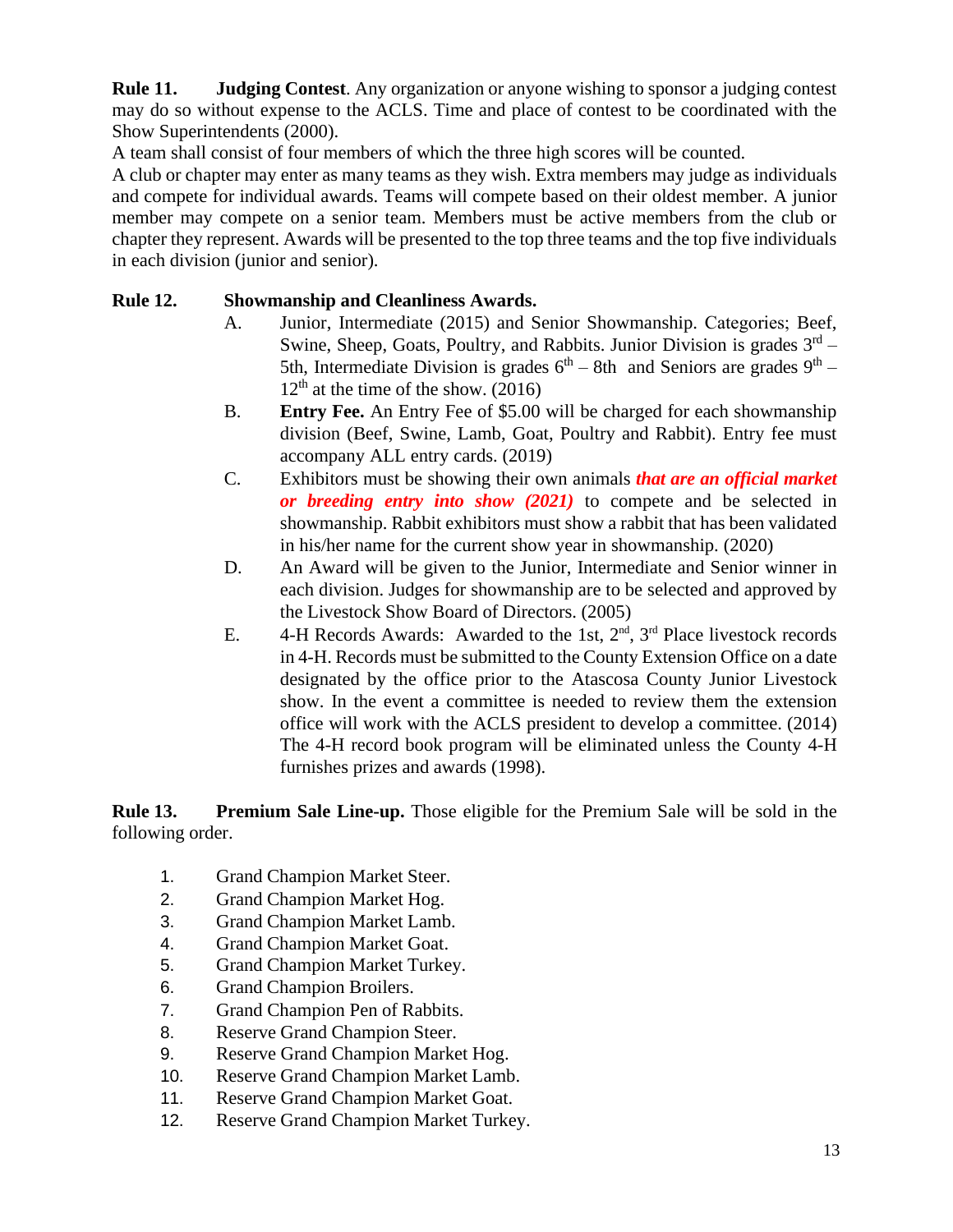**Rule 11. Judging Contest**. Any organization or anyone wishing to sponsor a judging contest may do so without expense to the ACLS. Time and place of contest to be coordinated with the Show Superintendents (2000).

A team shall consist of four members of which the three high scores will be counted.

A club or chapter may enter as many teams as they wish. Extra members may judge as individuals and compete for individual awards. Teams will compete based on their oldest member. A junior member may compete on a senior team. Members must be active members from the club or chapter they represent. Awards will be presented to the top three teams and the top five individuals in each division (junior and senior).

**Rule 12. Showmanship and Cleanliness Awards.**

A. Junior, Intermediate (2015) and Senior Showmanship. Categories; Beef, Swine, Sheep, Goats, Poultry, and Rabbits. Junior Division is grades 3rd – 5th, Intermediate Division is grades 6th – 8th and Seniors are grades 9th – 12th at the time of the show. (2016)

B. **Entry Fee.** An Entry Fee of $5.00 will be charged for each showmanship division (Beef, Swine, Lamb, Goat, Poultry and Rabbit). Entry fee must accompany ALL entry cards. (2019)

C. Exhibitors must be showing their own animals ***that are an official market or breeding entry into show (2021)*** to compete and be selected in showmanship. Rabbit exhibitors must show a rabbit that has been validated in his/her name for the current show year in showmanship. (2020)

D. An Award will be given to the Junior, Intermediate and Senior winner in each division. Judges for showmanship are to be selected and approved by the Livestock Show Board of Directors. (2005)

E. 4-H Records Awards: Awarded to the 1st, 2nd, 3rd Place livestock records in 4-H. Records must be submitted to the County Extension Office on a date designated by the office prior to the Atascosa County Junior Livestock show. In the event a committee is needed to review them the extension office will work with the ACLS president to develop a committee. (2014) The 4-H record book program will be eliminated unless the County 4-H furnishes prizes and awards (1998).

**Rule 13. Premium Sale Line-up.** Those eligible for the Premium Sale will be sold in the following order.

1. Grand Champion Market Steer.
2. Grand Champion Market Hog.
3. Grand Champion Market Lamb.
4. Grand Champion Market Goat.
5. Grand Champion Market Turkey.
6. Grand Champion Broilers.
7. Grand Champion Pen of Rabbits.
8. Reserve Grand Champion Steer.
9. Reserve Grand Champion Market Hog.
10. Reserve Grand Champion Market Lamb.
11. Reserve Grand Champion Market Goat.
12. Reserve Grand Champion Market Turkey.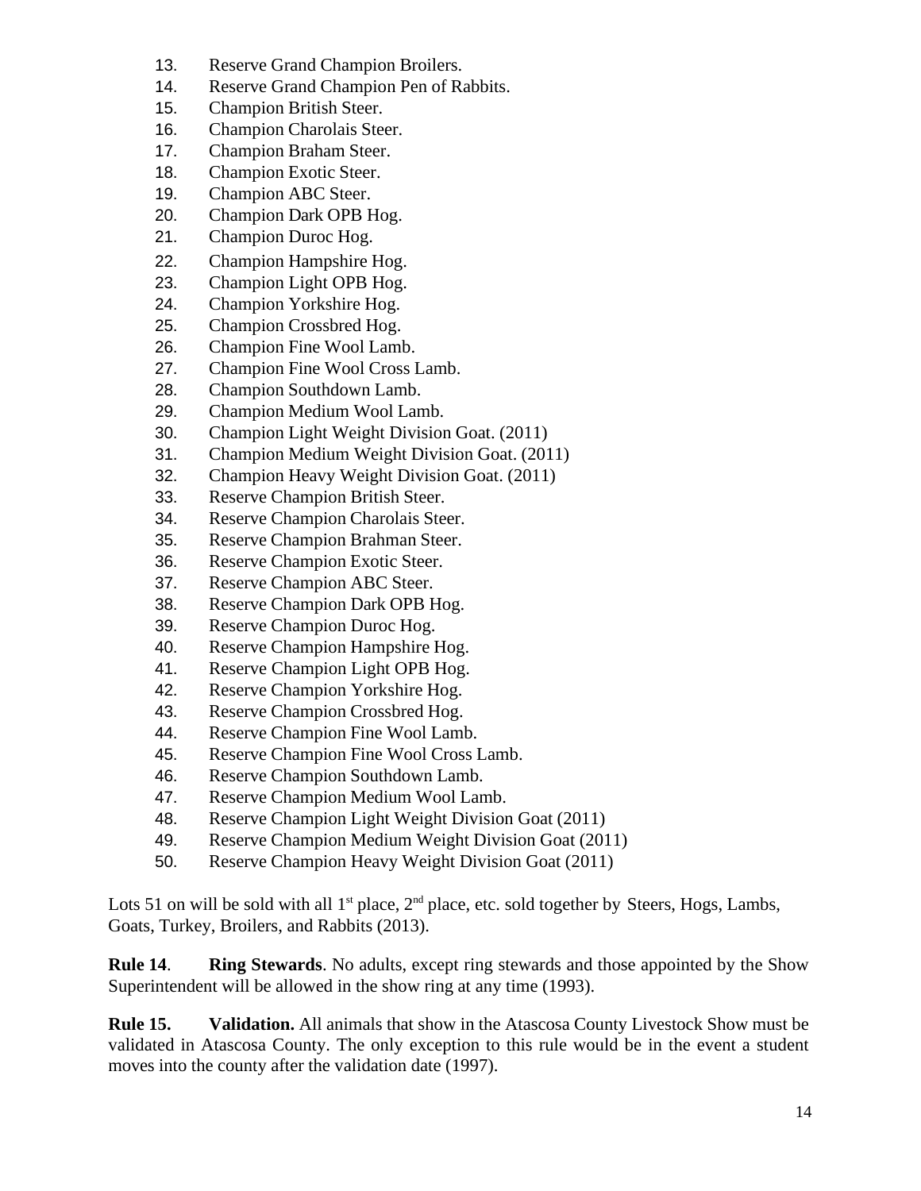13. Reserve Grand Champion Broilers.
14. Reserve Grand Champion Pen of Rabbits.
15. Champion British Steer.
16. Champion Charolais Steer.
17. Champion Braham Steer.
18. Champion Exotic Steer.
19. Champion ABC Steer.
20. Champion Dark OPB Hog.
21. Champion Duroc Hog.
22. Champion Hampshire Hog.
23. Champion Light OPB Hog.
24. Champion Yorkshire Hog.
25. Champion Crossbred Hog.
26. Champion Fine Wool Lamb.
27. Champion Fine Wool Cross Lamb.
28. Champion Southdown Lamb.
29. Champion Medium Wool Lamb.
30. Champion Light Weight Division Goat. (2011)
31. Champion Medium Weight Division Goat. (2011)
32. Champion Heavy Weight Division Goat. (2011)
33. Reserve Champion British Steer.
34. Reserve Champion Charolais Steer.
35. Reserve Champion Brahman Steer.
36. Reserve Champion Exotic Steer.
37. Reserve Champion ABC Steer.
38. Reserve Champion Dark OPB Hog.
39. Reserve Champion Duroc Hog.
40. Reserve Champion Hampshire Hog.
41. Reserve Champion Light OPB Hog.
42. Reserve Champion Yorkshire Hog.
43. Reserve Champion Crossbred Hog.
44. Reserve Champion Fine Wool Lamb.
45. Reserve Champion Fine Wool Cross Lamb.
46. Reserve Champion Southdown Lamb.
47. Reserve Champion Medium Wool Lamb.
48. Reserve Champion Light Weight Division Goat (2011)
49. Reserve Champion Medium Weight Division Goat (2011)
50. Reserve Champion Heavy Weight Division Goat (2011)

Lots 51 on will be sold with all 1st place, 2nd place, etc. sold together by Steers, Hogs, Lambs, Goats, Turkey, Broilers, and Rabbits (2013).

**Rule 14**. **Ring Stewards**. No adults, except ring stewards and those appointed by the Show Superintendent will be allowed in the show ring at any time (1993).

**Rule 15.** **Validation.** All animals that show in the Atascosa County Livestock Show must be validated in Atascosa County. The only exception to this rule would be in the event a student moves into the county after the validation date (1997).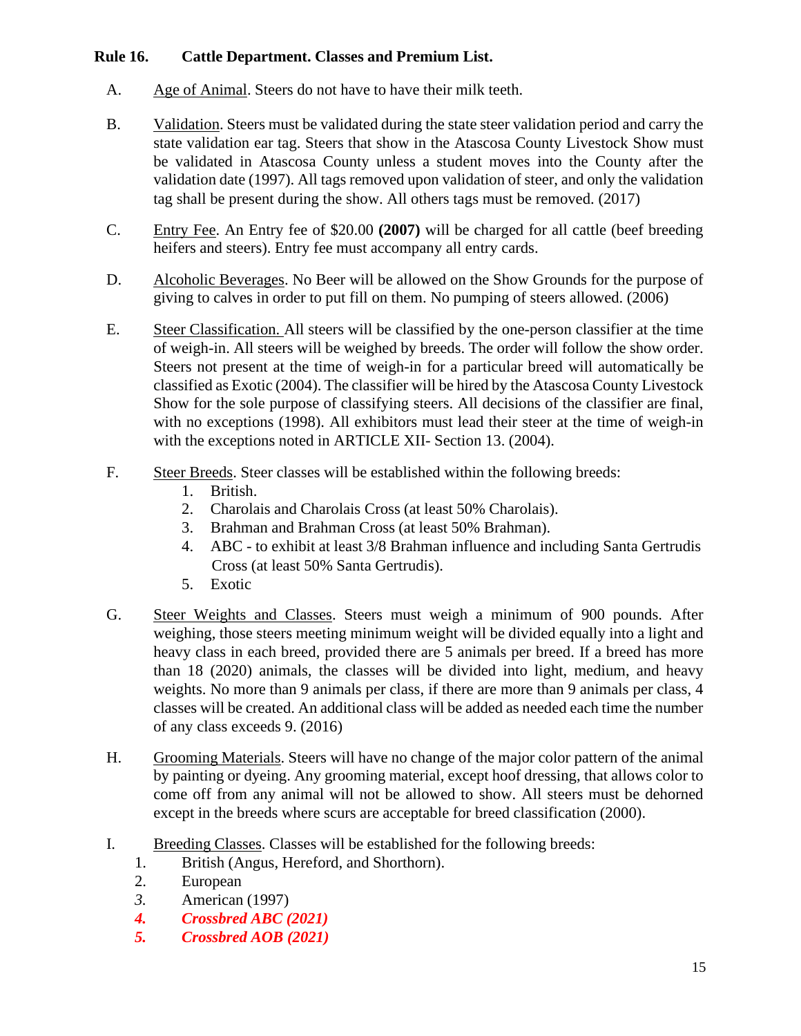**Rule 16. Cattle Department. Classes and Premium List.**

A. Age of Animal. Steers do not have to have their milk teeth.

B. Validation. Steers must be validated during the state steer validation period and carry the state validation ear tag. Steers that show in the Atascosa County Livestock Show must be validated in Atascosa County unless a student moves into the County after the validation date (1997). All tags removed upon validation of steer, and only the validation tag shall be present during the show. All others tags must be removed. (2017)

C. Entry Fee. An Entry fee of $20.00 **(2007)** will be charged for all cattle (beef breeding heifers and steers). Entry fee must accompany all entry cards.

D. Alcoholic Beverages. No Beer will be allowed on the Show Grounds for the purpose of giving to calves in order to put fill on them. No pumping of steers allowed. (2006)

E. Steer Classification. All steers will be classified by the one-person classifier at the time of weigh-in. All steers will be weighed by breeds. The order will follow the show order. Steers not present at the time of weigh-in for a particular breed will automatically be classified as Exotic (2004). The classifier will be hired by the Atascosa County Livestock Show for the sole purpose of classifying steers. All decisions of the classifier are final, with no exceptions (1998). All exhibitors must lead their steer at the time of weigh-in with the exceptions noted in ARTICLE XII- Section 13. (2004).

F. Steer Breeds. Steer classes will be established within the following breeds:
   1. British.
   2. Charolais and Charolais Cross (at least 50% Charolais).
   3. Brahman and Brahman Cross (at least 50% Brahman).
   4. ABC - to exhibit at least 3/8 Brahman influence and including Santa Gertrudis Cross (at least 50% Santa Gertrudis).
   5. Exotic

G. Steer Weights and Classes. Steers must weigh a minimum of 900 pounds. After weighing, those steers meeting minimum weight will be divided equally into a light and heavy class in each breed, provided there are 5 animals per breed. If a breed has more than 18 (2020) animals, the classes will be divided into light, medium, and heavy weights. No more than 9 animals per class, if there are more than 9 animals per class, 4 classes will be created. An additional class will be added as needed each time the number of any class exceeds 9. (2016)

H. Grooming Materials. Steers will have no change of the major color pattern of the animal by painting or dyeing. Any grooming material, except hoof dressing, that allows color to come off from any animal will not be allowed to show. All steers must be dehorned except in the breeds where scurs are acceptable for breed classification (2000).

I. Breeding Classes. Classes will be established for the following breeds:
   1. British (Angus, Hereford, and Shorthorn).
   2. European
   3. American (1997)
   4. ***Crossbred ABC (2021)***
   5. ***Crossbred AOB (2021)***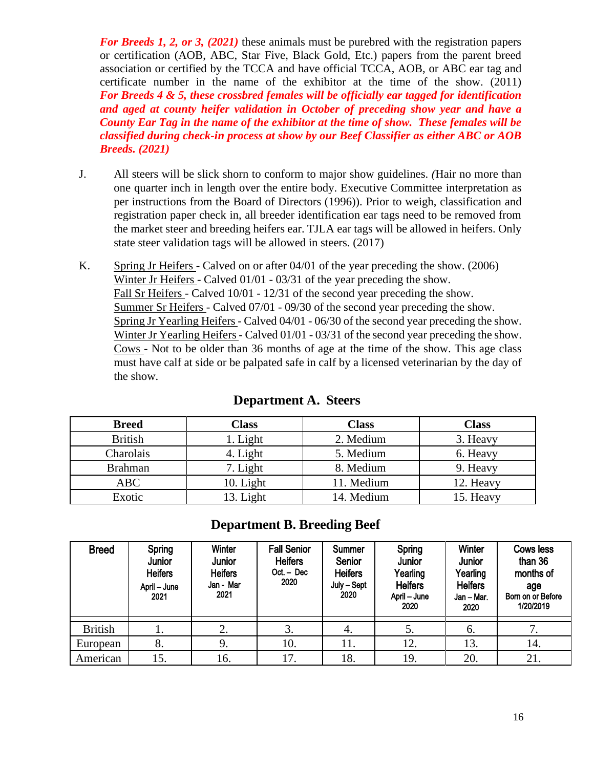***For Breeds 1, 2, or 3, (2021)*** these animals must be purebred with the registration papers or certification (AOB, ABC, Star Five, Black Gold, Etc.) papers from the parent breed association or certified by the TCCA and have official TCCA, AOB, or ABC ear tag and certificate number in the name of the exhibitor at the time of the show. (2011) ***For Breeds 4 & 5, these crossbred females will be officially ear tagged for identification and aged at county heifer validation in October of preceding show year and have a County Ear Tag in the name of the exhibitor at the time of show. These females will be classified during check-in process at show by our Beef Classifier as either ABC or AOB Breeds. (2021)***

J. All steers will be slick shorn to conform to major show guidelines. *(*Hair no more than one quarter inch in length over the entire body. Executive Committee interpretation as per instructions from the Board of Directors (1996)). Prior to weigh, classification and registration paper check in, all breeder identification ear tags need to be removed from the market steer and breeding heifers ear. TJLA ear tags will be allowed in heifers. Only state steer validation tags will be allowed in steers. (2017)

K. Spring Jr Heifers - Calved on or after 04/01 of the year preceding the show. (2006)
Winter Jr Heifers - Calved 01/01 - 03/31 of the year preceding the show.
Fall Sr Heifers - Calved 10/01 - 12/31 of the second year preceding the show.
Summer Sr Heifers - Calved 07/01 - 09/30 of the second year preceding the show.
Spring Jr Yearling Heifers - Calved 04/01 - 06/30 of the second year preceding the show.
Winter Jr Yearling Heifers - Calved 01/01 - 03/31 of the second year preceding the show.
Cows - Not to be older than 36 months of age at the time of the show. This age class must have calf at side or be palpated safe in calf by a licensed veterinarian by the day of the show.

## Department A. Steers

| Breed | Class | Class | Class |
|---|---|---|---|
| British | 1. Light | 2. Medium | 3. Heavy |
| Charolais | 4. Light | 5. Medium | 6. Heavy |
| Brahman | 7. Light | 8. Medium | 9. Heavy |
| ABC | 10. Light | 11. Medium | 12. Heavy |
| Exotic | 13. Light | 14. Medium | 15. Heavy |

## Department B. Breeding Beef

| Breed | Spring Junior Heifers April – June 2021 | Winter Junior Heifers Jan - Mar 2021 | Fall Senior Heifers Oct. – Dec 2020 | Summer Senior Heifers July – Sept 2020 | Spring Junior Yearling Heifers April – June 2020 | Winter Junior Yearling Heifers Jan – Mar. 2020 | Cows less than 36 months of age Born on or Before 1/20/2019 |
|---|---|---|---|---|---|---|---|
| British | 1. | 2. | 3. | 4. | 5. | 6. | 7. |
| European | 8. | 9. | 10. | 11. | 12. | 13. | 14. |
| American | 15. | 16. | 17. | 18. | 19. | 20. | 21. |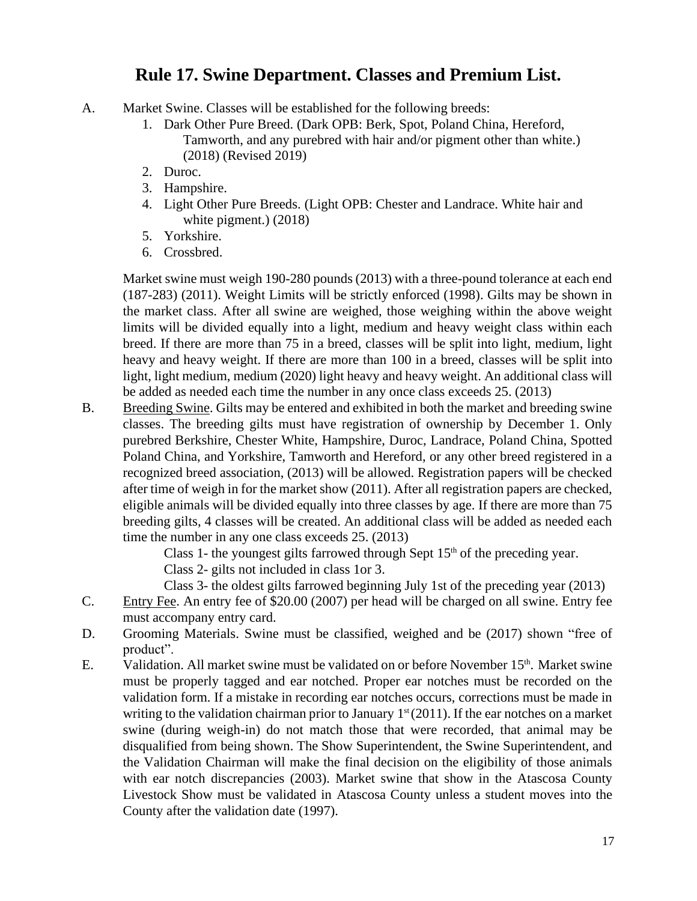# Rule 17. Swine Department. Classes and Premium List.

A. Market Swine. Classes will be established for the following breeds:

1. Dark Other Pure Breed. (Dark OPB: Berk, Spot, Poland China, Hereford, Tamworth, and any purebred with hair and/or pigment other than white.) (2018) (Revised 2019)
2. Duroc.
3. Hampshire.
4. Light Other Pure Breeds. (Light OPB: Chester and Landrace. White hair and white pigment.) (2018)
5. Yorkshire.
6. Crossbred.

Market swine must weigh 190-280 pounds (2013) with a three-pound tolerance at each end (187-283) (2011). Weight Limits will be strictly enforced (1998). Gilts may be shown in the market class. After all swine are weighed, those weighing within the above weight limits will be divided equally into a light, medium and heavy weight class within each breed. If there are more than 75 in a breed, classes will be split into light, medium, light heavy and heavy weight. If there are more than 100 in a breed, classes will be split into light, light medium, medium (2020) light heavy and heavy weight. An additional class will be added as needed each time the number in any once class exceeds 25. (2013)

B. <u>Breeding Swine</u>. Gilts may be entered and exhibited in both the market and breeding swine classes. The breeding gilts must have registration of ownership by December 1. Only purebred Berkshire, Chester White, Hampshire, Duroc, Landrace, Poland China, Spotted Poland China, and Yorkshire, Tamworth and Hereford, or any other breed registered in a recognized breed association, (2013) will be allowed. Registration papers will be checked after time of weigh in for the market show (2011). After all registration papers are checked, eligible animals will be divided equally into three classes by age. If there are more than 75 breeding gilts, 4 classes will be created. An additional class will be added as needed each time the number in any one class exceeds 25. (2013)

Class 1- the youngest gilts farrowed through Sept 15th of the preceding year.
Class 2- gilts not included in class 1or 3.
Class 3- the oldest gilts farrowed beginning July 1st of the preceding year (2013)

C. <u>Entry Fee</u>. An entry fee of $20.00 (2007) per head will be charged on all swine. Entry fee must accompany entry card.

D. Grooming Materials. Swine must be classified, weighed and be (2017) shown "free of product".

E. Validation. All market swine must be validated on or before November 15th. Market swine must be properly tagged and ear notched. Proper ear notches must be recorded on the validation form. If a mistake in recording ear notches occurs, corrections must be made in writing to the validation chairman prior to January 1st (2011). If the ear notches on a market swine (during weigh-in) do not match those that were recorded, that animal may be disqualified from being shown. The Show Superintendent, the Swine Superintendent, and the Validation Chairman will make the final decision on the eligibility of those animals with ear notch discrepancies (2003). Market swine that show in the Atascosa County Livestock Show must be validated in Atascosa County unless a student moves into the County after the validation date (1997).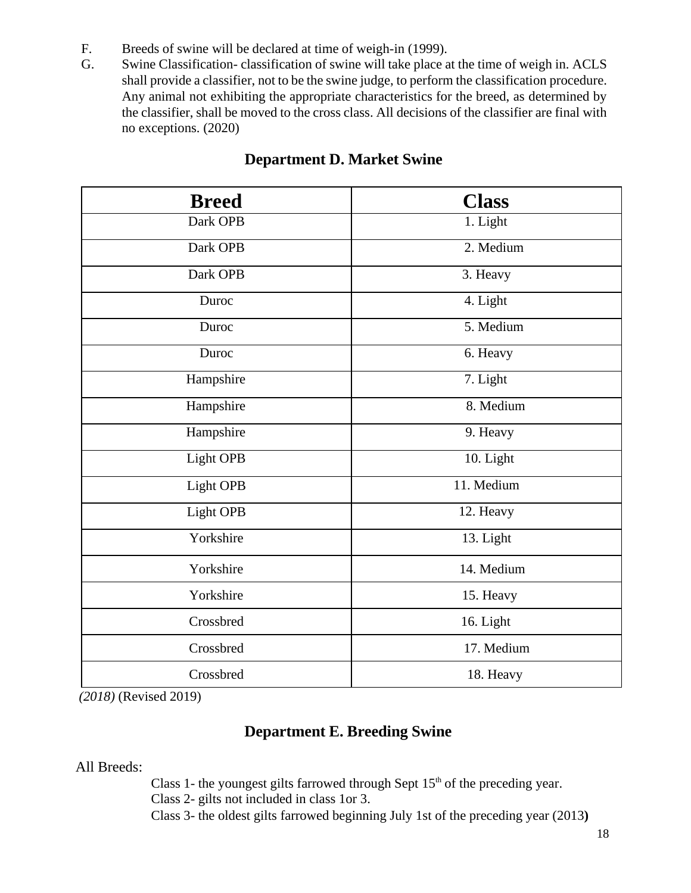F. Breeds of swine will be declared at time of weigh-in (1999).

G. Swine Classification- classification of swine will take place at the time of weigh in. ACLS shall provide a classifier, not to be the swine judge, to perform the classification procedure. Any animal not exhibiting the appropriate characteristics for the breed, as determined by the classifier, shall be moved to the cross class. All decisions of the classifier are final with no exceptions. (2020)

## Department D. Market Swine

| Breed | Class |
|---|---|
| Dark OPB | 1. Light |
| Dark OPB | 2. Medium |
| Dark OPB | 3. Heavy |
| Duroc | 4. Light |
| Duroc | 5. Medium |
| Duroc | 6. Heavy |
| Hampshire | 7. Light |
| Hampshire | 8. Medium |
| Hampshire | 9. Heavy |
| Light OPB | 10. Light |
| Light OPB | 11. Medium |
| Light OPB | 12. Heavy |
| Yorkshire | 13. Light |
| Yorkshire | 14. Medium |
| Yorkshire | 15. Heavy |
| Crossbred | 16. Light |
| Crossbred | 17. Medium |
| Crossbred | 18. Heavy |

*(2018)* (Revised 2019)

## Department E. Breeding Swine

All Breeds:

Class 1- the youngest gilts farrowed through Sept 15th of the preceding year.
Class 2- gilts not included in class 1or 3.
Class 3- the oldest gilts farrowed beginning July 1st of the preceding year (2013**)**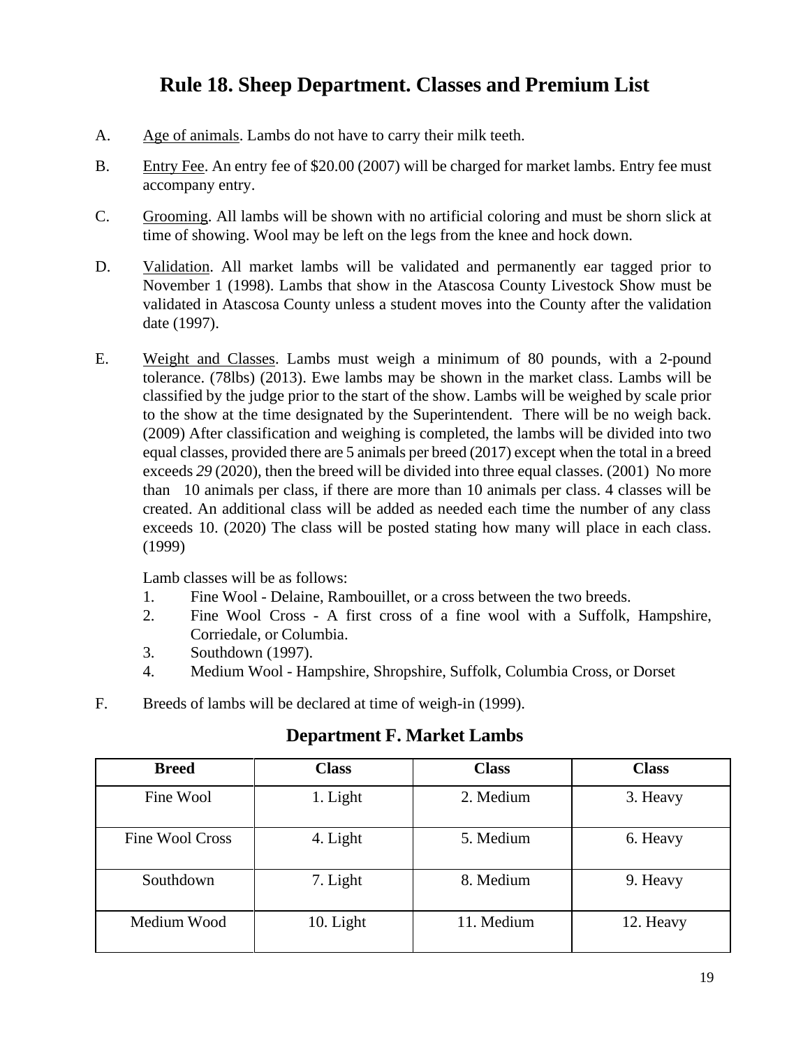# Rule 18. Sheep Department. Classes and Premium List

A. Age of animals. Lambs do not have to carry their milk teeth.

B. Entry Fee. An entry fee of $20.00 (2007) will be charged for market lambs. Entry fee must accompany entry.

C. Grooming. All lambs will be shown with no artificial coloring and must be shorn slick at time of showing. Wool may be left on the legs from the knee and hock down.

D. Validation. All market lambs will be validated and permanently ear tagged prior to November 1 (1998). Lambs that show in the Atascosa County Livestock Show must be validated in Atascosa County unless a student moves into the County after the validation date (1997).

E. Weight and Classes. Lambs must weigh a minimum of 80 pounds, with a 2-pound tolerance. (78lbs) (2013). Ewe lambs may be shown in the market class. Lambs will be classified by the judge prior to the start of the show. Lambs will be weighed by scale prior to the show at the time designated by the Superintendent. There will be no weigh back. (2009) After classification and weighing is completed, the lambs will be divided into two equal classes, provided there are 5 animals per breed (2017) except when the total in a breed exceeds *29* (2020), then the breed will be divided into three equal classes. (2001) No more than 10 animals per class, if there are more than 10 animals per class. 4 classes will be created. An additional class will be added as needed each time the number of any class exceeds 10. (2020) The class will be posted stating how many will place in each class. (1999)

   Lamb classes will be as follows:
   1. Fine Wool - Delaine, Rambouillet, or a cross between the two breeds.
   2. Fine Wool Cross - A first cross of a fine wool with a Suffolk, Hampshire, Corriedale, or Columbia.
   3. Southdown (1997).
   4. Medium Wool - Hampshire, Shropshire, Suffolk, Columbia Cross, or Dorset

F. Breeds of lambs will be declared at time of weigh-in (1999).

## Department F. Market Lambs

| Breed | Class | Class | Class |
|---|---|---|---|
| Fine Wool | 1. Light | 2. Medium | 3. Heavy |
| Fine Wool Cross | 4. Light | 5. Medium | 6. Heavy |
| Southdown | 7. Light | 8. Medium | 9. Heavy |
| Medium Wood | 10. Light | 11. Medium | 12. Heavy |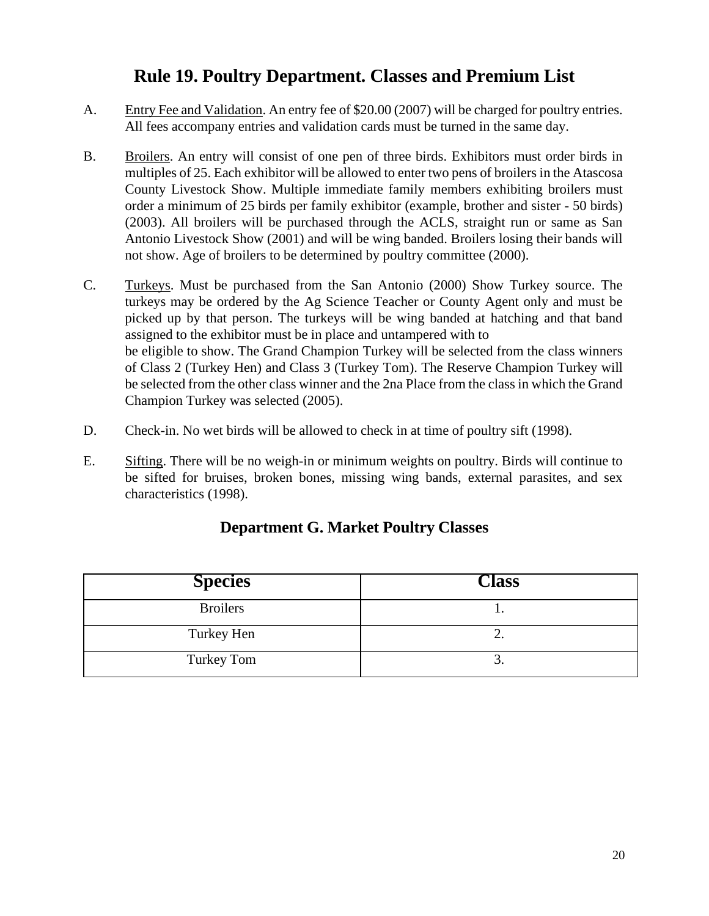# Rule 19. Poultry Department. Classes and Premium List

A. Entry Fee and Validation. An entry fee of $20.00 (2007) will be charged for poultry entries. All fees accompany entries and validation cards must be turned in the same day.

B. Broilers. An entry will consist of one pen of three birds. Exhibitors must order birds in multiples of 25. Each exhibitor will be allowed to enter two pens of broilers in the Atascosa County Livestock Show. Multiple immediate family members exhibiting broilers must order a minimum of 25 birds per family exhibitor (example, brother and sister - 50 birds) (2003). All broilers will be purchased through the ACLS, straight run or same as San Antonio Livestock Show (2001) and will be wing banded. Broilers losing their bands will not show. Age of broilers to be determined by poultry committee (2000).

C. Turkeys. Must be purchased from the San Antonio (2000) Show Turkey source. The turkeys may be ordered by the Ag Science Teacher or County Agent only and must be picked up by that person. The turkeys will be wing banded at hatching and that band assigned to the exhibitor must be in place and untampered with to be eligible to show. The Grand Champion Turkey will be selected from the class winners of Class 2 (Turkey Hen) and Class 3 (Turkey Tom). The Reserve Champion Turkey will be selected from the other class winner and the 2na Place from the class in which the Grand Champion Turkey was selected (2005).

D. Check-in. No wet birds will be allowed to check in at time of poultry sift (1998).

E. Sifting. There will be no weigh-in or minimum weights on poultry. Birds will continue to be sifted for bruises, broken bones, missing wing bands, external parasites, and sex characteristics (1998).

## Department G. Market Poultry Classes

| Species | Class |
|---|---|
| Broilers | 1. |
| Turkey Hen | 2. |
| Turkey Tom | 3. |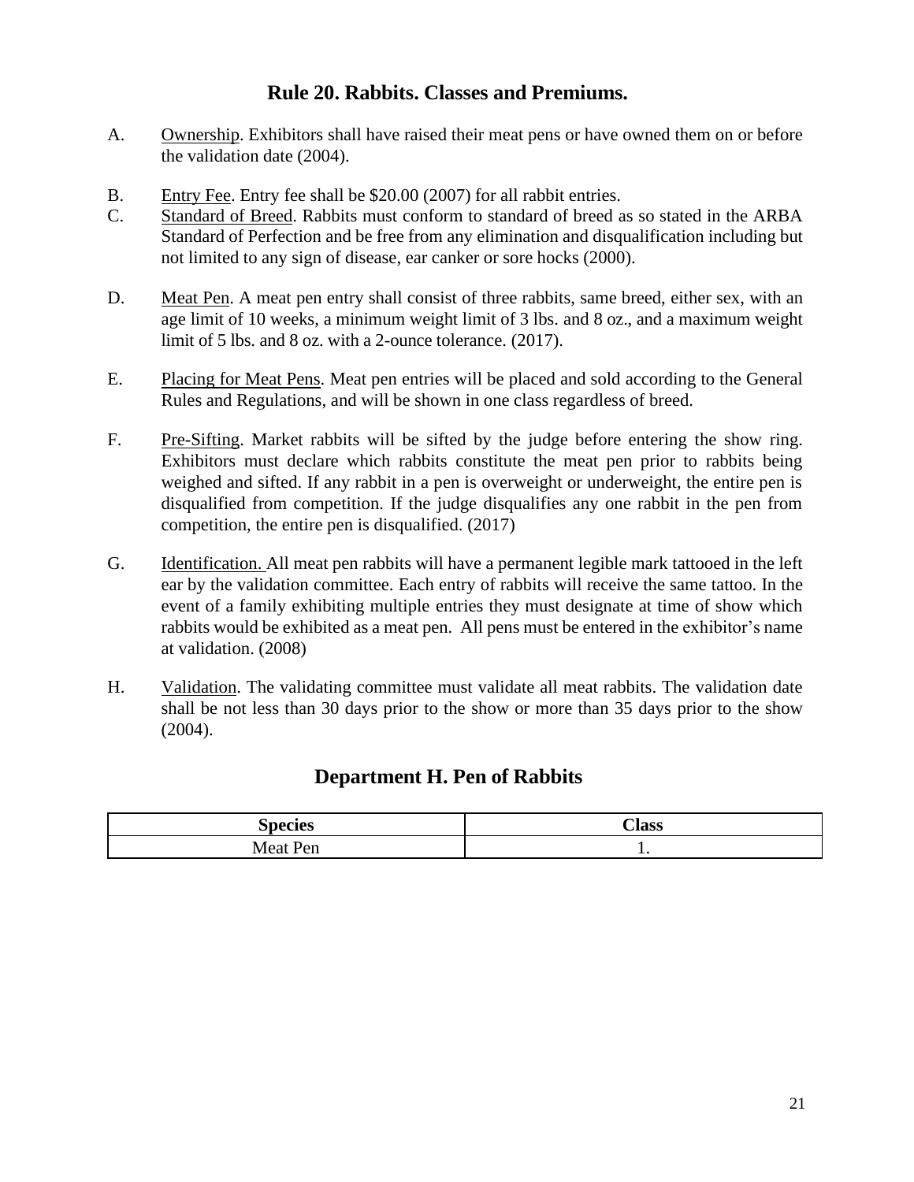## Rule 20. Rabbits. Classes and Premiums.

A. Ownership. Exhibitors shall have raised their meat pens or have owned them on or before the validation date (2004).

B. Entry Fee. Entry fee shall be $20.00 (2007) for all rabbit entries.

C. Standard of Breed. Rabbits must conform to standard of breed as so stated in the ARBA Standard of Perfection and be free from any elimination and disqualification including but not limited to any sign of disease, ear canker or sore hocks (2000).

D. Meat Pen. A meat pen entry shall consist of three rabbits, same breed, either sex, with an age limit of 10 weeks, a minimum weight limit of 3 lbs. and 8 oz., and a maximum weight limit of 5 lbs. and 8 oz. with a 2-ounce tolerance. (2017).

E. Placing for Meat Pens. Meat pen entries will be placed and sold according to the General Rules and Regulations, and will be shown in one class regardless of breed.

F. Pre-Sifting. Market rabbits will be sifted by the judge before entering the show ring. Exhibitors must declare which rabbits constitute the meat pen prior to rabbits being weighed and sifted. If any rabbit in a pen is overweight or underweight, the entire pen is disqualified from competition. If the judge disqualifies any one rabbit in the pen from competition, the entire pen is disqualified. (2017)

G. Identification. All meat pen rabbits will have a permanent legible mark tattooed in the left ear by the validation committee. Each entry of rabbits will receive the same tattoo. In the event of a family exhibiting multiple entries they must designate at time of show which rabbits would be exhibited as a meat pen. All pens must be entered in the exhibitor's name at validation. (2008)

H. Validation. The validating committee must validate all meat rabbits. The validation date shall be not less than 30 days prior to the show or more than 35 days prior to the show (2004).

## Department H. Pen of Rabbits

| Species | Class |
|---|---|
| Meat Pen | 1. |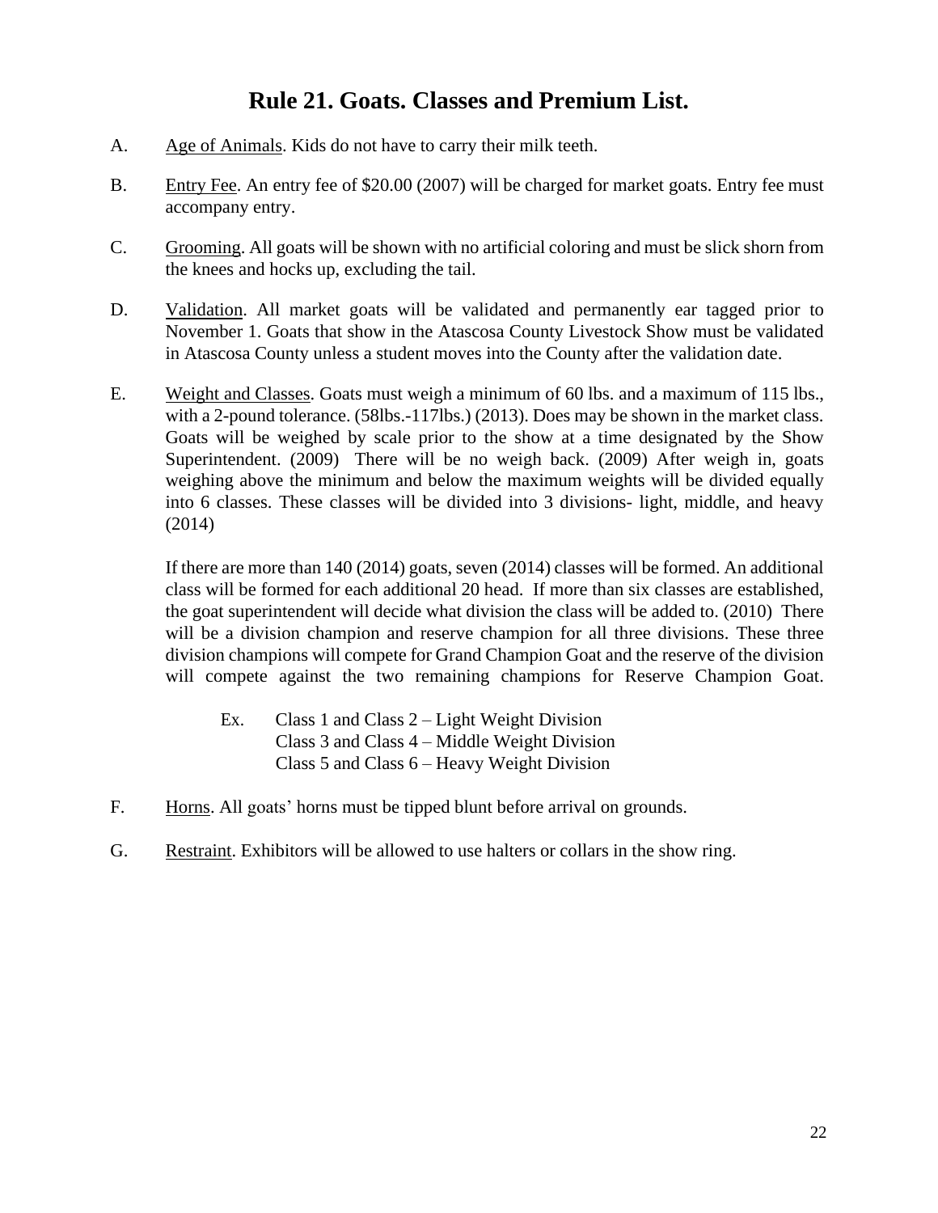# Rule 21. Goats. Classes and Premium List.

A. <u>Age of Animals</u>. Kids do not have to carry their milk teeth.

B. <u>Entry Fee</u>. An entry fee of $20.00 (2007) will be charged for market goats. Entry fee must accompany entry.

C. <u>Grooming</u>. All goats will be shown with no artificial coloring and must be slick shorn from the knees and hocks up, excluding the tail.

D. <u>Validation</u>. All market goats will be validated and permanently ear tagged prior to November 1. Goats that show in the Atascosa County Livestock Show must be validated in Atascosa County unless a student moves into the County after the validation date.

E. <u>Weight and Classes</u>. Goats must weigh a minimum of 60 lbs. and a maximum of 115 lbs., with a 2-pound tolerance. (58lbs.-117lbs.) (2013). Does may be shown in the market class. Goats will be weighed by scale prior to the show at a time designated by the Show Superintendent. (2009) There will be no weigh back. (2009) After weigh in, goats weighing above the minimum and below the maximum weights will be divided equally into 6 classes. These classes will be divided into 3 divisions- light, middle, and heavy (2014)

   If there are more than 140 (2014) goats, seven (2014) classes will be formed. An additional class will be formed for each additional 20 head. If more than six classes are established, the goat superintendent will decide what division the class will be added to. (2010) There will be a division champion and reserve champion for all three divisions. These three division champions will compete for Grand Champion Goat and the reserve of the division will compete against the two remaining champions for Reserve Champion Goat.

   Ex. Class 1 and Class 2 – Light Weight Division
   Class 3 and Class 4 – Middle Weight Division
   Class 5 and Class 6 – Heavy Weight Division

F. <u>Horns</u>. All goats' horns must be tipped blunt before arrival on grounds.

G. <u>Restraint</u>. Exhibitors will be allowed to use halters or collars in the show ring.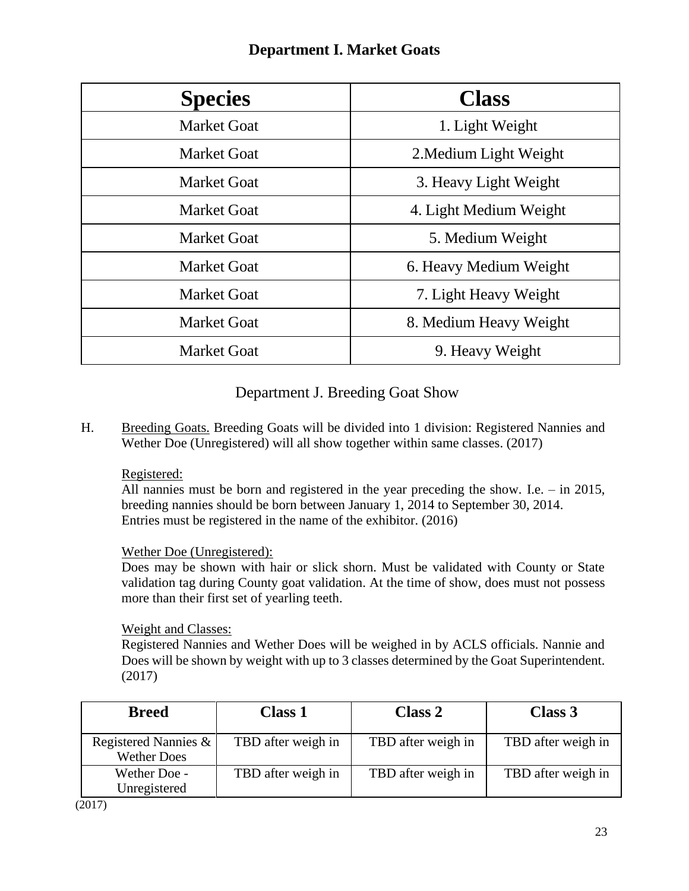## Department I. Market Goats

| Species | Class |
|---|---|
| Market Goat | 1. Light Weight |
| Market Goat | 2.Medium Light Weight |
| Market Goat | 3. Heavy Light Weight |
| Market Goat | 4. Light Medium Weight |
| Market Goat | 5. Medium Weight |
| Market Goat | 6. Heavy Medium Weight |
| Market Goat | 7. Light Heavy Weight |
| Market Goat | 8. Medium Heavy Weight |
| Market Goat | 9. Heavy Weight |

## Department J. Breeding Goat Show

H. Breeding Goats. Breeding Goats will be divided into 1 division: Registered Nannies and Wether Doe (Unregistered) will all show together within same classes. (2017)

Registered:
All nannies must be born and registered in the year preceding the show. I.e. – in 2015, breeding nannies should be born between January 1, 2014 to September 30, 2014. Entries must be registered in the name of the exhibitor. (2016)

Wether Doe (Unregistered):
Does may be shown with hair or slick shorn. Must be validated with County or State validation tag during County goat validation. At the time of show, does must not possess more than their first set of yearling teeth.

Weight and Classes:
Registered Nannies and Wether Does will be weighed in by ACLS officials. Nannie and Does will be shown by weight with up to 3 classes determined by the Goat Superintendent. (2017)

| Breed | Class 1 | Class 2 | Class 3 |
|---|---|---|---|
| Registered Nannies & Wether Does | TBD after weigh in | TBD after weigh in | TBD after weigh in |
| Wether Doe - Unregistered | TBD after weigh in | TBD after weigh in | TBD after weigh in |

(2017)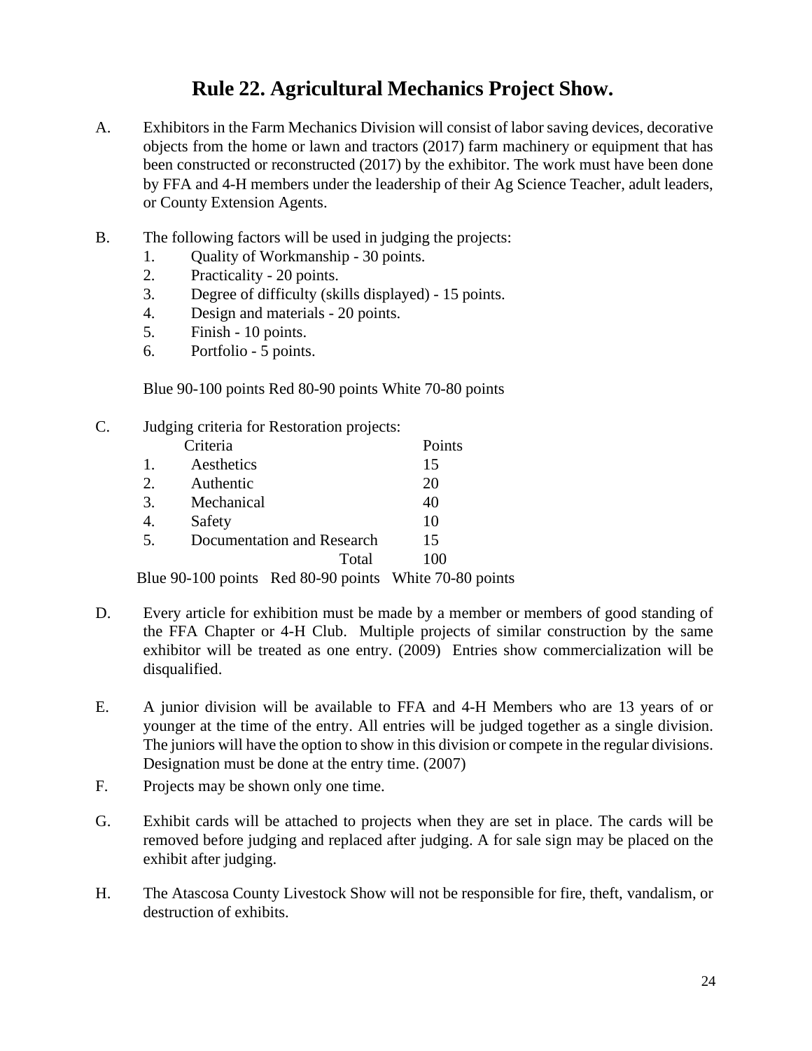# Rule 22. Agricultural Mechanics Project Show.

A. Exhibitors in the Farm Mechanics Division will consist of labor saving devices, decorative objects from the home or lawn and tractors (2017) farm machinery or equipment that has been constructed or reconstructed (2017) by the exhibitor. The work must have been done by FFA and 4-H members under the leadership of their Ag Science Teacher, adult leaders, or County Extension Agents.

B. The following factors will be used in judging the projects:
   1. Quality of Workmanship - 30 points.
   2. Practicality - 20 points.
   3. Degree of difficulty (skills displayed) - 15 points.
   4. Design and materials - 20 points.
   5. Finish - 10 points.
   6. Portfolio - 5 points.

   Blue 90-100 points Red 80-90 points White 70-80 points

C. Judging criteria for Restoration projects:

| | Criteria | Points |
|---|---|---|
| 1. | Aesthetics | 15 |
| 2. | Authentic | 20 |
| 3. | Mechanical | 40 |
| 4. | Safety | 10 |
| 5. | Documentation and Research | 15 |
| | Total | 100 |

   Blue 90-100 points Red 80-90 points White 70-80 points

D. Every article for exhibition must be made by a member or members of good standing of the FFA Chapter or 4-H Club. Multiple projects of similar construction by the same exhibitor will be treated as one entry. (2009) Entries show commercialization will be disqualified.

E. A junior division will be available to FFA and 4-H Members who are 13 years of or younger at the time of the entry. All entries will be judged together as a single division. The juniors will have the option to show in this division or compete in the regular divisions. Designation must be done at the entry time. (2007)

F. Projects may be shown only one time.

G. Exhibit cards will be attached to projects when they are set in place. The cards will be removed before judging and replaced after judging. A for sale sign may be placed on the exhibit after judging.

H. The Atascosa County Livestock Show will not be responsible for fire, theft, vandalism, or destruction of exhibits.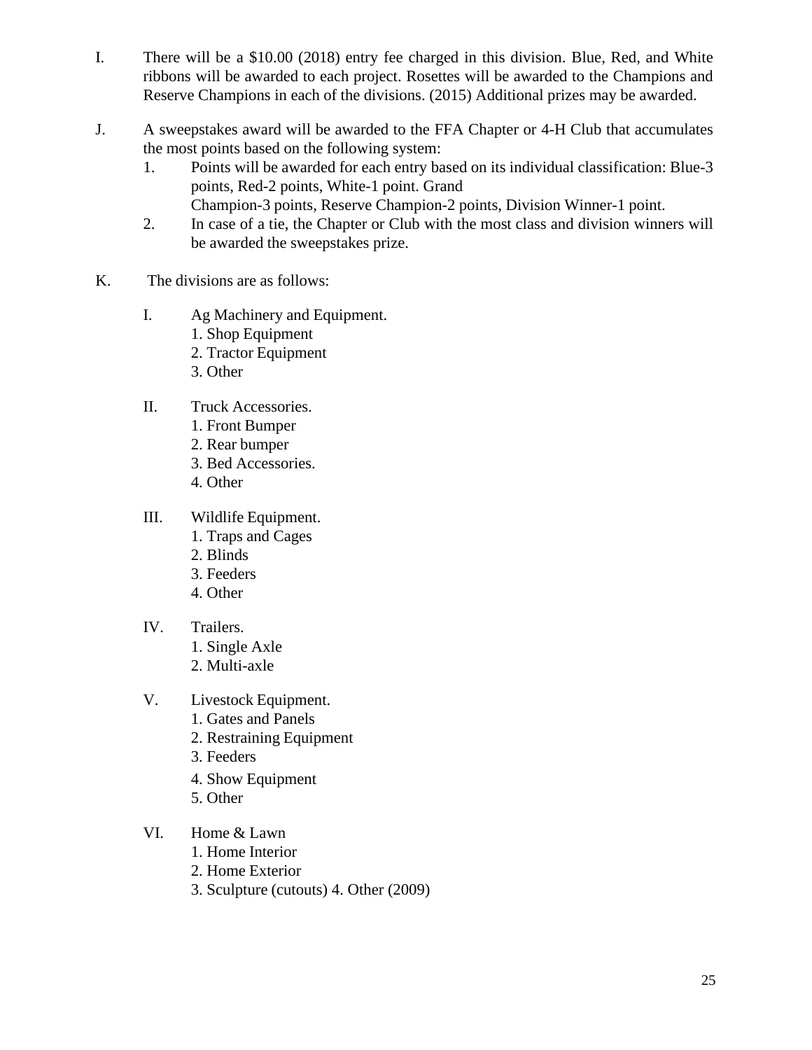I. There will be a $10.00 (2018) entry fee charged in this division. Blue, Red, and White ribbons will be awarded to each project. Rosettes will be awarded to the Champions and Reserve Champions in each of the divisions. (2015) Additional prizes may be awarded.

J. A sweepstakes award will be awarded to the FFA Chapter or 4-H Club that accumulates the most points based on the following system:
   1. Points will be awarded for each entry based on its individual classification: Blue-3 points, Red-2 points, White-1 point. Grand Champion-3 points, Reserve Champion-2 points, Division Winner-1 point.
   2. In case of a tie, the Chapter or Club with the most class and division winners will be awarded the sweepstakes prize.

K. The divisions are as follows:

   I. Ag Machinery and Equipment.
      1. Shop Equipment
      2. Tractor Equipment
      3. Other

   II. Truck Accessories.
      1. Front Bumper
      2. Rear bumper
      3. Bed Accessories.
      4. Other

   III. Wildlife Equipment.
      1. Traps and Cages
      2. Blinds
      3. Feeders
      4. Other

   IV. Trailers.
      1. Single Axle
      2. Multi-axle

   V. Livestock Equipment.
      1. Gates and Panels
      2. Restraining Equipment
      3. Feeders
      4. Show Equipment
      5. Other

   VI. Home & Lawn
      1. Home Interior
      2. Home Exterior
      3. Sculpture (cutouts) 4. Other (2009)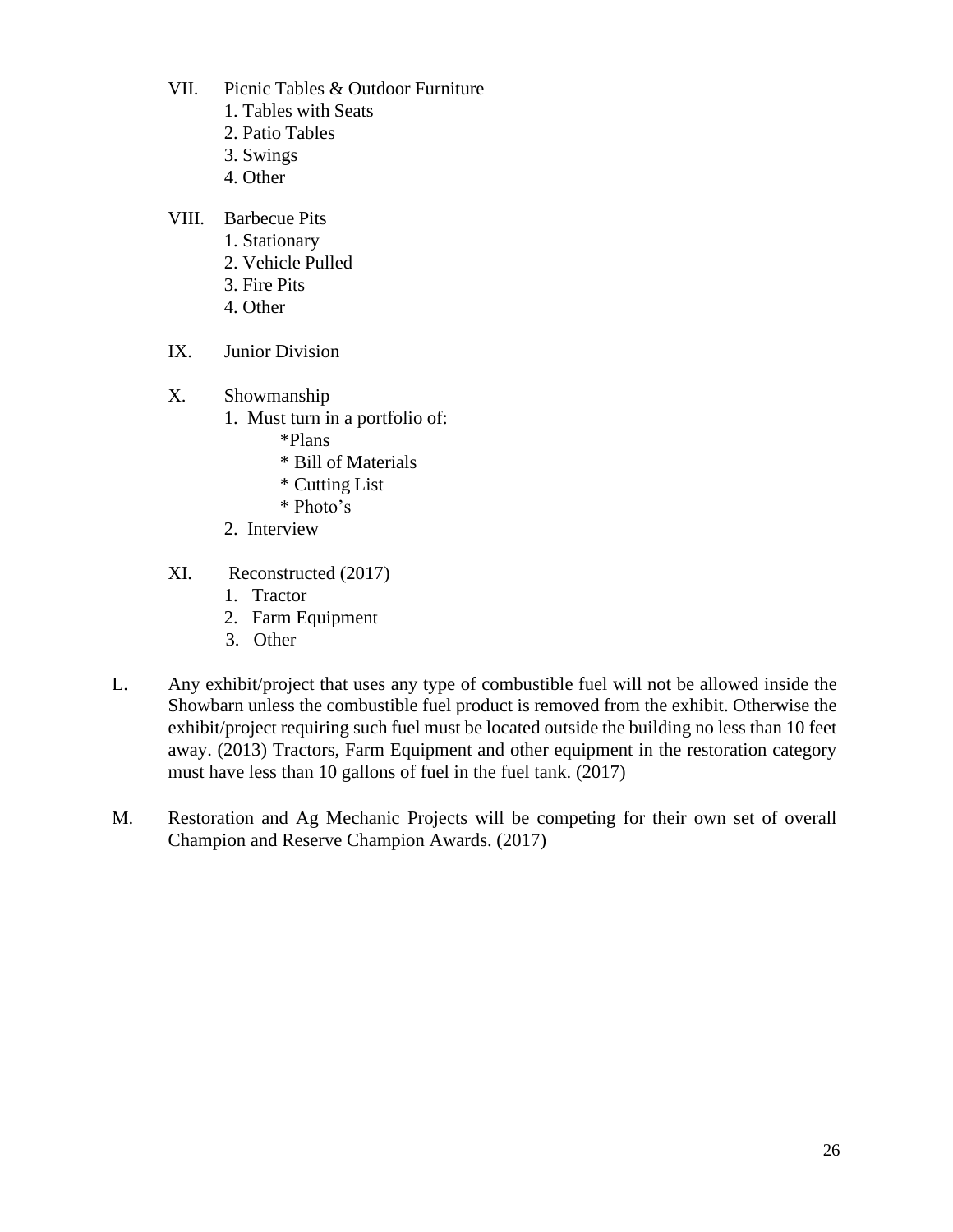VII. Picnic Tables & Outdoor Furniture
   1. Tables with Seats
   2. Patio Tables
   3. Swings
   4. Other

VIII. Barbecue Pits
   1. Stationary
   2. Vehicle Pulled
   3. Fire Pits
   4. Other

IX. Junior Division

X. Showmanship
   1. Must turn in a portfolio of:
      *Plans
      * Bill of Materials
      * Cutting List
      * Photo's
   2. Interview

XI. Reconstructed (2017)
   1. Tractor
   2. Farm Equipment
   3. Other

L. Any exhibit/project that uses any type of combustible fuel will not be allowed inside the Showbarn unless the combustible fuel product is removed from the exhibit. Otherwise the exhibit/project requiring such fuel must be located outside the building no less than 10 feet away. (2013) Tractors, Farm Equipment and other equipment in the restoration category must have less than 10 gallons of fuel in the fuel tank. (2017)

M. Restoration and Ag Mechanic Projects will be competing for their own set of overall Champion and Reserve Champion Awards. (2017)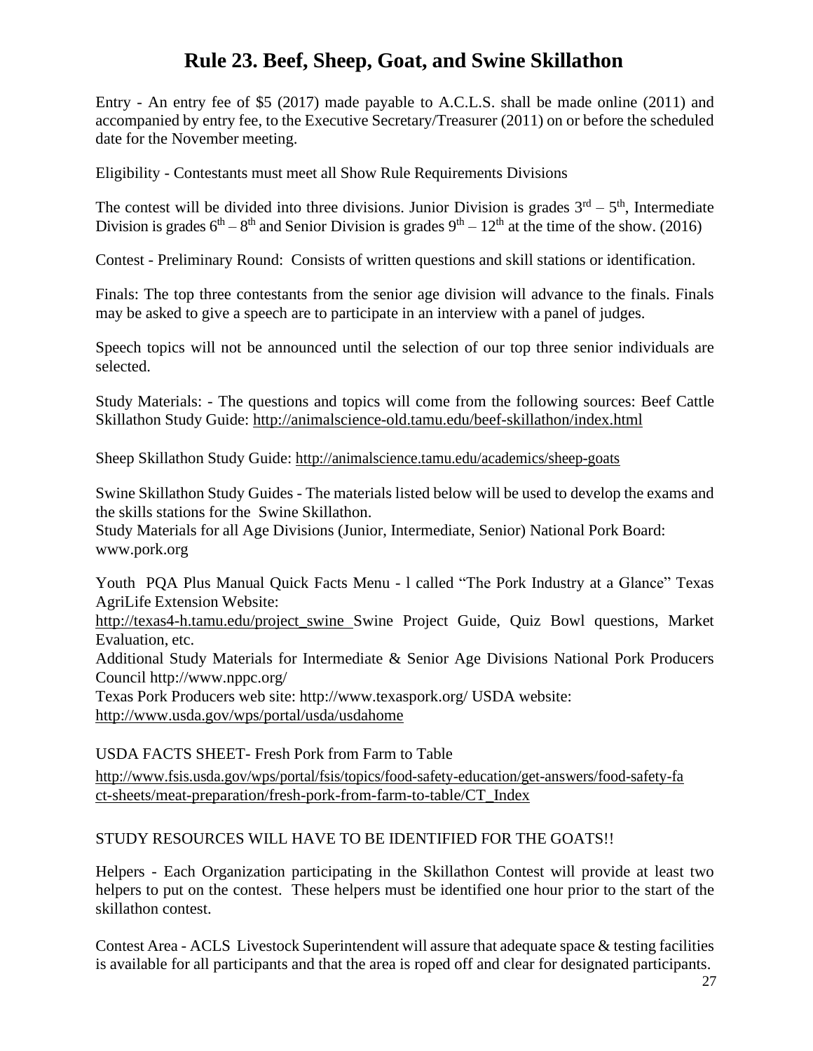# Rule 23. Beef, Sheep, Goat, and Swine Skillathon

Entry - An entry fee of $5 (2017) made payable to A.C.L.S. shall be made online (2011) and accompanied by entry fee, to the Executive Secretary/Treasurer (2011) on or before the scheduled date for the November meeting.

Eligibility - Contestants must meet all Show Rule Requirements Divisions

The contest will be divided into three divisions. Junior Division is grades 3rd – 5th, Intermediate Division is grades 6th – 8th and Senior Division is grades 9th – 12th at the time of the show. (2016)

Contest - Preliminary Round: Consists of written questions and skill stations or identification.

Finals: The top three contestants from the senior age division will advance to the finals. Finals may be asked to give a speech are to participate in an interview with a panel of judges.

Speech topics will not be announced until the selection of our top three senior individuals are selected.

Study Materials: - The questions and topics will come from the following sources: Beef Cattle Skillathon Study Guide: http://animalscience-old.tamu.edu/beef-skillathon/index.html

Sheep Skillathon Study Guide: http://animalscience.tamu.edu/academics/sheep-goats

Swine Skillathon Study Guides - The materials listed below will be used to develop the exams and the skills stations for the Swine Skillathon.
Study Materials for all Age Divisions (Junior, Intermediate, Senior) National Pork Board: www.pork.org

Youth PQA Plus Manual Quick Facts Menu - l called "The Pork Industry at a Glance" Texas AgriLife Extension Website:
http://texas4-h.tamu.edu/project_swine Swine Project Guide, Quiz Bowl questions, Market Evaluation, etc.
Additional Study Materials for Intermediate & Senior Age Divisions National Pork Producers Council http://www.nppc.org/
Texas Pork Producers web site: http://www.texaspork.org/ USDA website: http://www.usda.gov/wps/portal/usda/usdahome

USDA FACTS SHEET- Fresh Pork from Farm to Table
http://www.fsis.usda.gov/wps/portal/fsis/topics/food-safety-education/get-answers/food-safety-fact-sheets/meat-preparation/fresh-pork-from-farm-to-table/CT_Index

STUDY RESOURCES WILL HAVE TO BE IDENTIFIED FOR THE GOATS!!

Helpers - Each Organization participating in the Skillathon Contest will provide at least two helpers to put on the contest. These helpers must be identified one hour prior to the start of the skillathon contest.

Contest Area - ACLS Livestock Superintendent will assure that adequate space & testing facilities is available for all participants and that the area is roped off and clear for designated participants.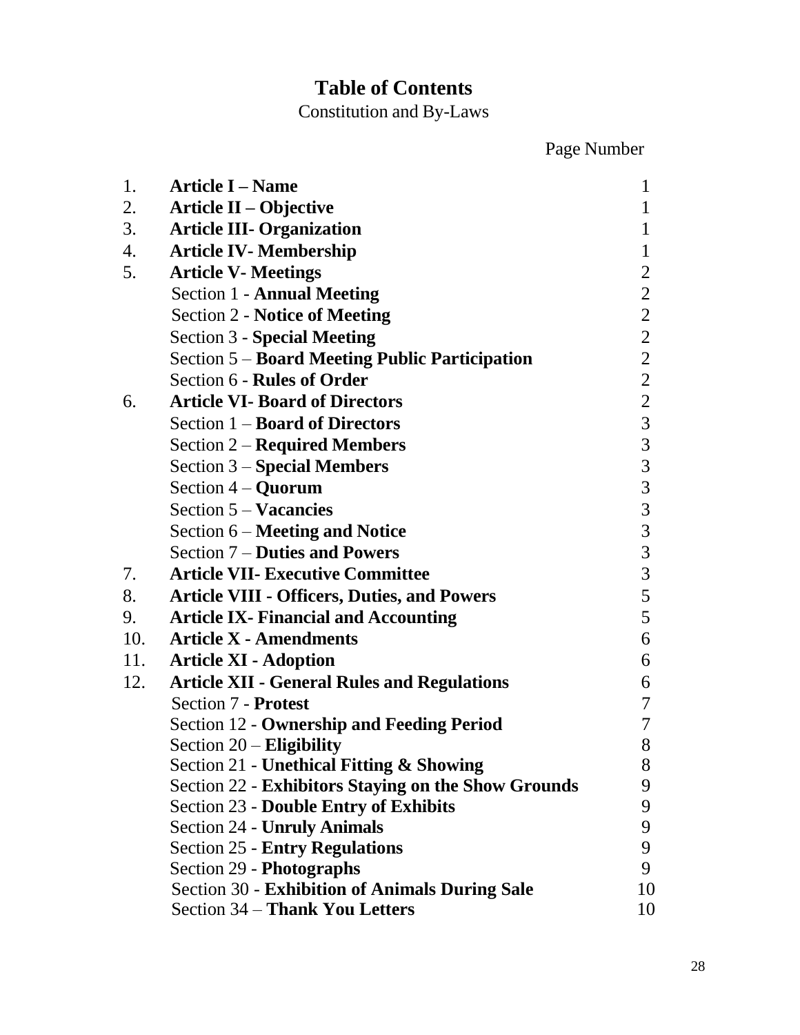# Table of Contents

Constitution and By-Laws

| | | Page Number |
|---|---|---|
| 1. | **Article I – Name** | 1 |
| 2. | **Article II – Objective** | 1 |
| 3. | **Article III- Organization** | 1 |
| 4. | **Article IV- Membership** | 1 |
| 5. | **Article V- Meetings** | 2 |
| | Section 1 - **Annual Meeting** | 2 |
| | Section 2 - **Notice of Meeting** | 2 |
| | Section 3 - **Special Meeting** | 2 |
| | Section 5 – **Board Meeting Public Participation** | 2 |
| | Section 6 - **Rules of Order** | 2 |
| 6. | **Article VI- Board of Directors** | 2 |
| | Section 1 – **Board of Directors** | 3 |
| | Section 2 – **Required Members** | 3 |
| | Section 3 – **Special Members** | 3 |
| | Section 4 – **Quorum** | 3 |
| | Section 5 – **Vacancies** | 3 |
| | Section 6 – **Meeting and Notice** | 3 |
| | Section 7 – **Duties and Powers** | 3 |
| 7. | **Article VII- Executive Committee** | 3 |
| 8. | **Article VIII - Officers, Duties, and Powers** | 5 |
| 9. | **Article IX- Financial and Accounting** | 5 |
| 10. | **Article X - Amendments** | 6 |
| 11. | **Article XI - Adoption** | 6 |
| 12. | **Article XII - General Rules and Regulations** | 6 |
| | Section 7 - **Protest** | 7 |
| | Section 12 - **Ownership and Feeding Period** | 7 |
| | Section 20 – **Eligibility** | 8 |
| | Section 21 - **Unethical Fitting & Showing** | 8 |
| | Section 22 - **Exhibitors Staying on the Show Grounds** | 9 |
| | Section 23 - **Double Entry of Exhibits** | 9 |
| | Section 24 - **Unruly Animals** | 9 |
| | Section 25 - **Entry Regulations** | 9 |
| | Section 29 - **Photographs** | 9 |
| | Section 30 - **Exhibition of Animals During Sale** | 10 |
| | Section 34 – **Thank You Letters** | 10 |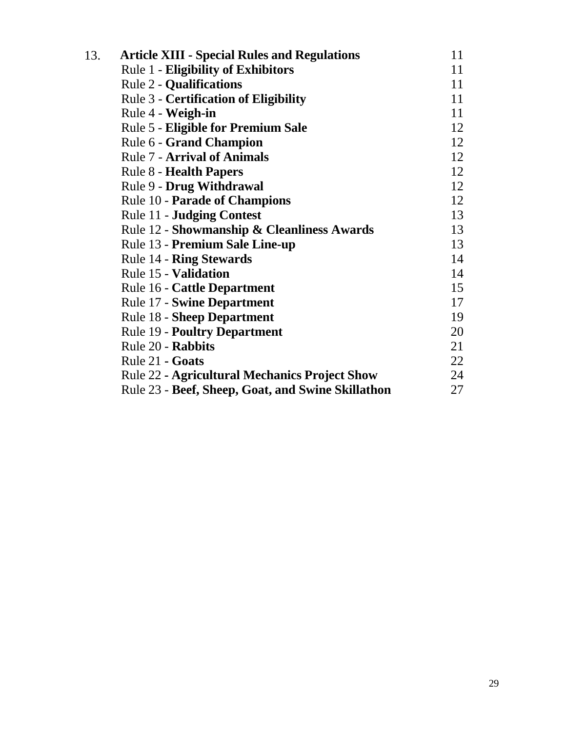| | | |
|---|---|---|
| 13. | **Article XIII - Special Rules and Regulations** | 11 |
| | Rule 1 - **Eligibility of Exhibitors** | 11 |
| | Rule 2 - **Qualifications** | 11 |
| | Rule 3 - **Certification of Eligibility** | 11 |
| | Rule 4 - **Weigh-in** | 11 |
| | Rule 5 - **Eligible for Premium Sale** | 12 |
| | Rule 6 - **Grand Champion** | 12 |
| | Rule 7 - **Arrival of Animals** | 12 |
| | Rule 8 - **Health Papers** | 12 |
| | Rule 9 - **Drug Withdrawal** | 12 |
| | Rule 10 - **Parade of Champions** | 12 |
| | Rule 11 - **Judging Contest** | 13 |
| | Rule 12 - **Showmanship & Cleanliness Awards** | 13 |
| | Rule 13 - **Premium Sale Line-up** | 13 |
| | Rule 14 - **Ring Stewards** | 14 |
| | Rule 15 - **Validation** | 14 |
| | Rule 16 - **Cattle Department** | 15 |
| | Rule 17 - **Swine Department** | 17 |
| | Rule 18 - **Sheep Department** | 19 |
| | Rule 19 - **Poultry Department** | 20 |
| | Rule 20 - **Rabbits** | 21 |
| | Rule 21 **- Goats** | 22 |
| | Rule 22 **- Agricultural Mechanics Project Show** | 24 |
| | Rule 23 - **Beef, Sheep, Goat, and Swine Skillathon** | 27 |